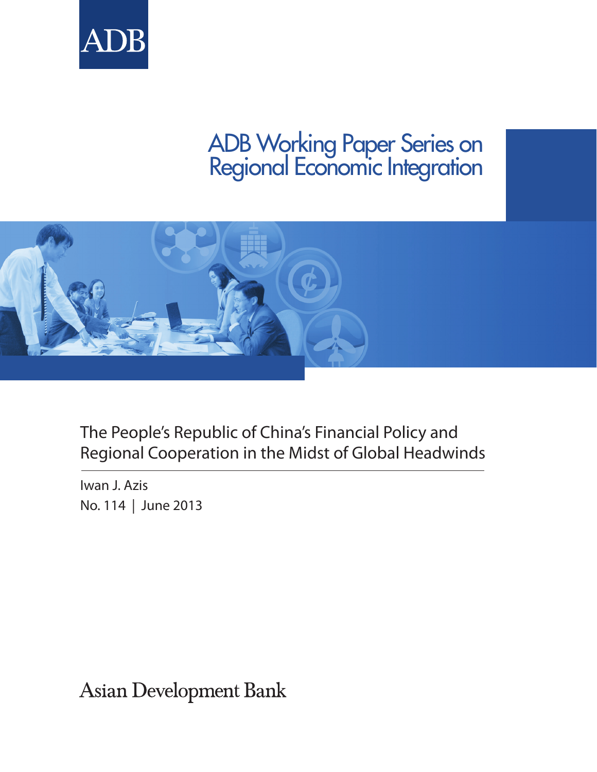ADB

# ADB Working Paper Series on Regional Economic Integration

## The People's Republic of China's Financial Policy and Regional Cooperation in the Midst of Global Headwinds

Iwan J. Azis

No. 114 | June 2013

Asian Development Bank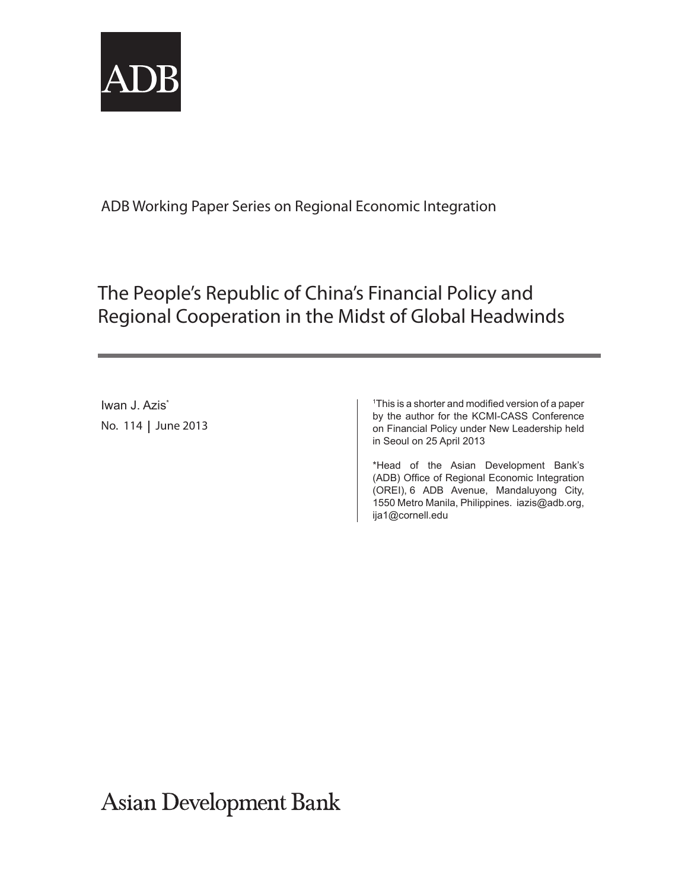ADB

ADB Working Paper Series on Regional Economic Integration

# The People's Republic of China's Financial Policy and Regional Cooperation in the Midst of Global Headwinds

Iwan J. Azis*

No. 114 | June 2013

[1]This is a shorter and modified version of a paper by the author for the KCMI-CASS Conference on Financial Policy under New Leadership held in Seoul on 25 April 2013

*Head of the Asian Development Bank's (ADB) Office of Regional Economic Integration (OREI), 6 ADB Avenue, Mandaluyong City, 1550 Metro Manila, Philippines. iazis@adb.org, ija1@cornell.edu

Asian Development Bank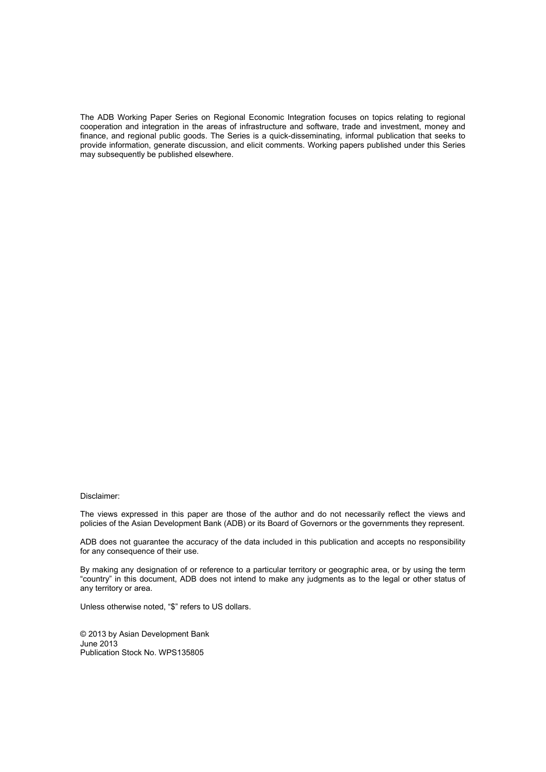The ADB Working Paper Series on Regional Economic Integration focuses on topics relating to regional cooperation and integration in the areas of infrastructure and software, trade and investment, money and finance, and regional public goods. The Series is a quick-disseminating, informal publication that seeks to provide information, generate discussion, and elicit comments. Working papers published under this Series may subsequently be published elsewhere.

Disclaimer:

The views expressed in this paper are those of the author and do not necessarily reflect the views and policies of the Asian Development Bank (ADB) or its Board of Governors or the governments they represent.

ADB does not guarantee the accuracy of the data included in this publication and accepts no responsibility for any consequence of their use.

By making any designation of or reference to a particular territory or geographic area, or by using the term "country" in this document, ADB does not intend to make any judgments as to the legal or other status of any territory or area.

Unless otherwise noted, "$" refers to US dollars.

© 2013 by Asian Development Bank
June 2013
Publication Stock No. WPS135805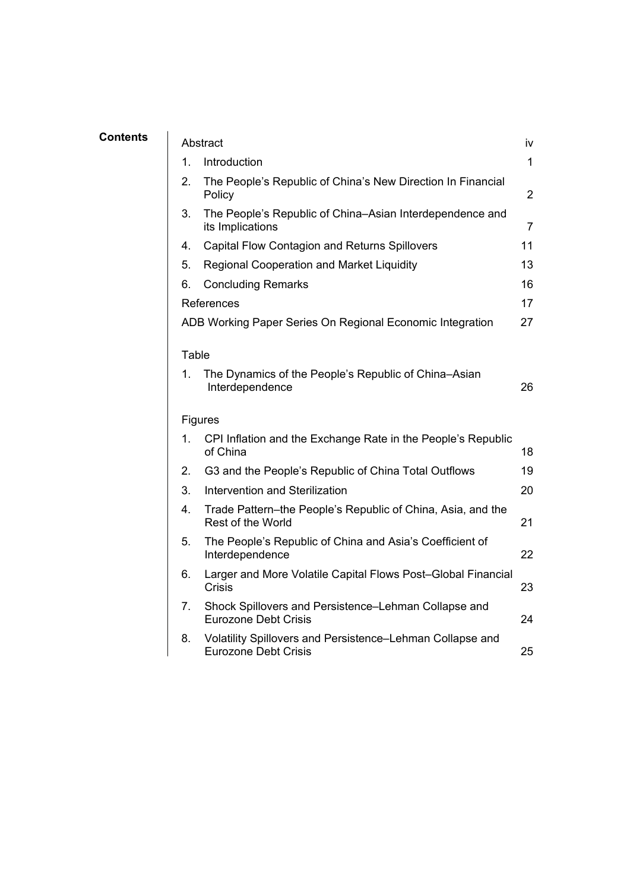## Contents

| | |
|---|---|
| Abstract | iv |
| 1. Introduction | 1 |
| 2. The People's Republic of China's New Direction In Financial Policy | 2 |
| 3. The People's Republic of China–Asian Interdependence and its Implications | 7 |
| 4. Capital Flow Contagion and Returns Spillovers | 11 |
| 5. Regional Cooperation and Market Liquidity | 13 |
| 6. Concluding Remarks | 16 |
| References | 17 |
| ADB Working Paper Series On Regional Economic Integration | 27 |

**Table**

| | |
|---|---|
| 1. The Dynamics of the People's Republic of China–Asian Interdependence | 26 |

**Figures**

| | |
|---|---|
| 1. CPI Inflation and the Exchange Rate in the People's Republic of China | 18 |
| 2. G3 and the People's Republic of China Total Outflows | 19 |
| 3. Intervention and Sterilization | 20 |
| 4. Trade Pattern–the People's Republic of China, Asia, and the Rest of the World | 21 |
| 5. The People's Republic of China and Asia's Coefficient of Interdependence | 22 |
| 6. Larger and More Volatile Capital Flows Post–Global Financial Crisis | 23 |
| 7. Shock Spillovers and Persistence–Lehman Collapse and Eurozone Debt Crisis | 24 |
| 8. Volatility Spillovers and Persistence–Lehman Collapse and Eurozone Debt Crisis | 25 |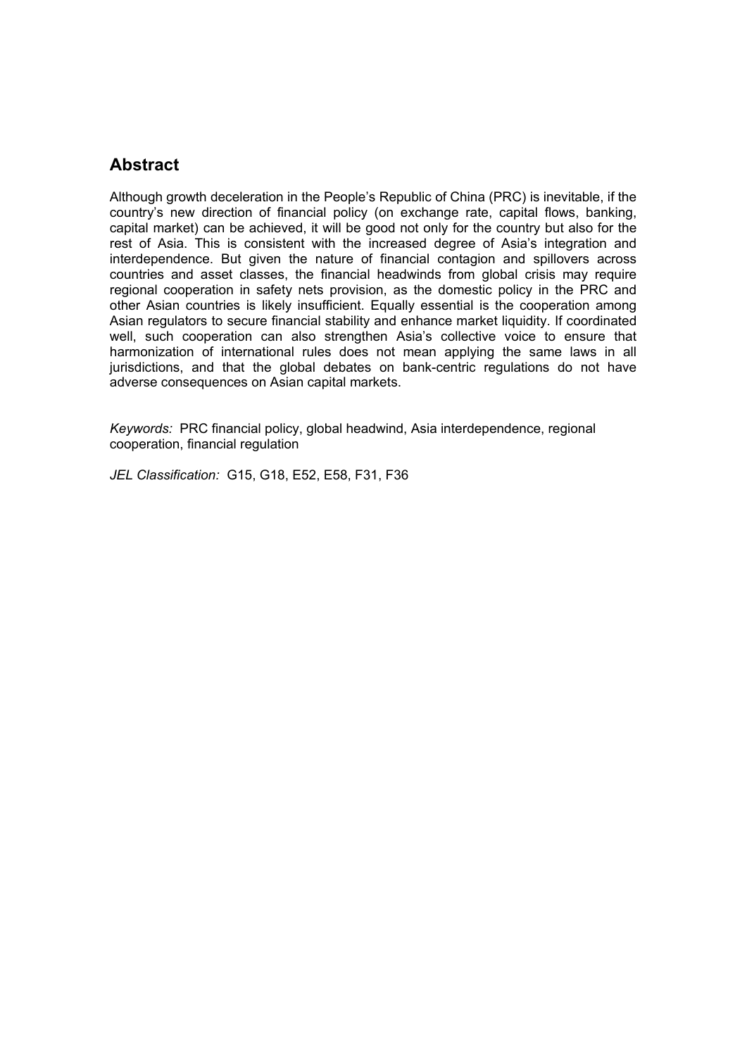## Abstract

Although growth deceleration in the People's Republic of China (PRC) is inevitable, if the country's new direction of financial policy (on exchange rate, capital flows, banking, capital market) can be achieved, it will be good not only for the country but also for the rest of Asia. This is consistent with the increased degree of Asia's integration and interdependence. But given the nature of financial contagion and spillovers across countries and asset classes, the financial headwinds from global crisis may require regional cooperation in safety nets provision, as the domestic policy in the PRC and other Asian countries is likely insufficient. Equally essential is the cooperation among Asian regulators to secure financial stability and enhance market liquidity. If coordinated well, such cooperation can also strengthen Asia's collective voice to ensure that harmonization of international rules does not mean applying the same laws in all jurisdictions, and that the global debates on bank-centric regulations do not have adverse consequences on Asian capital markets.

*Keywords:* PRC financial policy, global headwind, Asia interdependence, regional cooperation, financial regulation

*JEL Classification:* G15, G18, E52, E58, F31, F36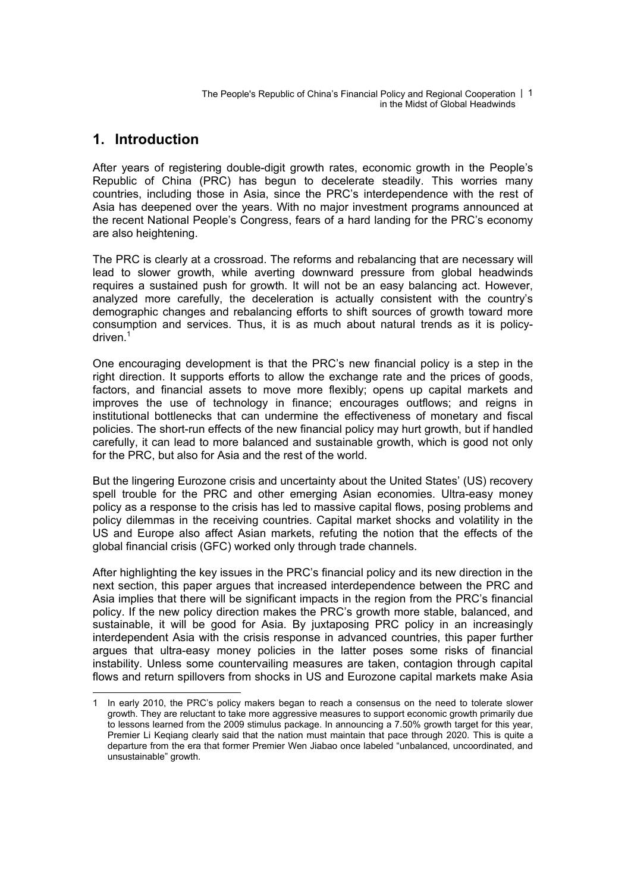# 1. Introduction

After years of registering double-digit growth rates, economic growth in the People's Republic of China (PRC) has begun to decelerate steadily. This worries many countries, including those in Asia, since the PRC's interdependence with the rest of Asia has deepened over the years. With no major investment programs announced at the recent National People's Congress, fears of a hard landing for the PRC's economy are also heightening.

The PRC is clearly at a crossroad. The reforms and rebalancing that are necessary will lead to slower growth, while averting downward pressure from global headwinds requires a sustained push for growth. It will not be an easy balancing act. However, analyzed more carefully, the deceleration is actually consistent with the country's demographic changes and rebalancing efforts to shift sources of growth toward more consumption and services. Thus, it is as much about natural trends as it is policy-driven.[1]

One encouraging development is that the PRC's new financial policy is a step in the right direction. It supports efforts to allow the exchange rate and the prices of goods, factors, and financial assets to move more flexibly; opens up capital markets and improves the use of technology in finance; encourages outflows; and reigns in institutional bottlenecks that can undermine the effectiveness of monetary and fiscal policies. The short-run effects of the new financial policy may hurt growth, but if handled carefully, it can lead to more balanced and sustainable growth, which is good not only for the PRC, but also for Asia and the rest of the world.

But the lingering Eurozone crisis and uncertainty about the United States' (US) recovery spell trouble for the PRC and other emerging Asian economies. Ultra-easy money policy as a response to the crisis has led to massive capital flows, posing problems and policy dilemmas in the receiving countries. Capital market shocks and volatility in the US and Europe also affect Asian markets, refuting the notion that the effects of the global financial crisis (GFC) worked only through trade channels.

After highlighting the key issues in the PRC's financial policy and its new direction in the next section, this paper argues that increased interdependence between the PRC and Asia implies that there will be significant impacts in the region from the PRC's financial policy. If the new policy direction makes the PRC's growth more stable, balanced, and sustainable, it will be good for Asia. By juxtaposing PRC policy in an increasingly interdependent Asia with the crisis response in advanced countries, this paper further argues that ultra-easy money policies in the latter poses some risks of financial instability. Unless some countervailing measures are taken, contagion through capital flows and return spillovers from shocks in US and Eurozone capital markets make Asia

---

1 In early 2010, the PRC's policy makers began to reach a consensus on the need to tolerate slower growth. They are reluctant to take more aggressive measures to support economic growth primarily due to lessons learned from the 2009 stimulus package. In announcing a 7.50% growth target for this year, Premier Li Keqiang clearly said that the nation must maintain that pace through 2020. This is quite a departure from the era that former Premier Wen Jiabao once labeled "unbalanced, uncoordinated, and unsustainable" growth.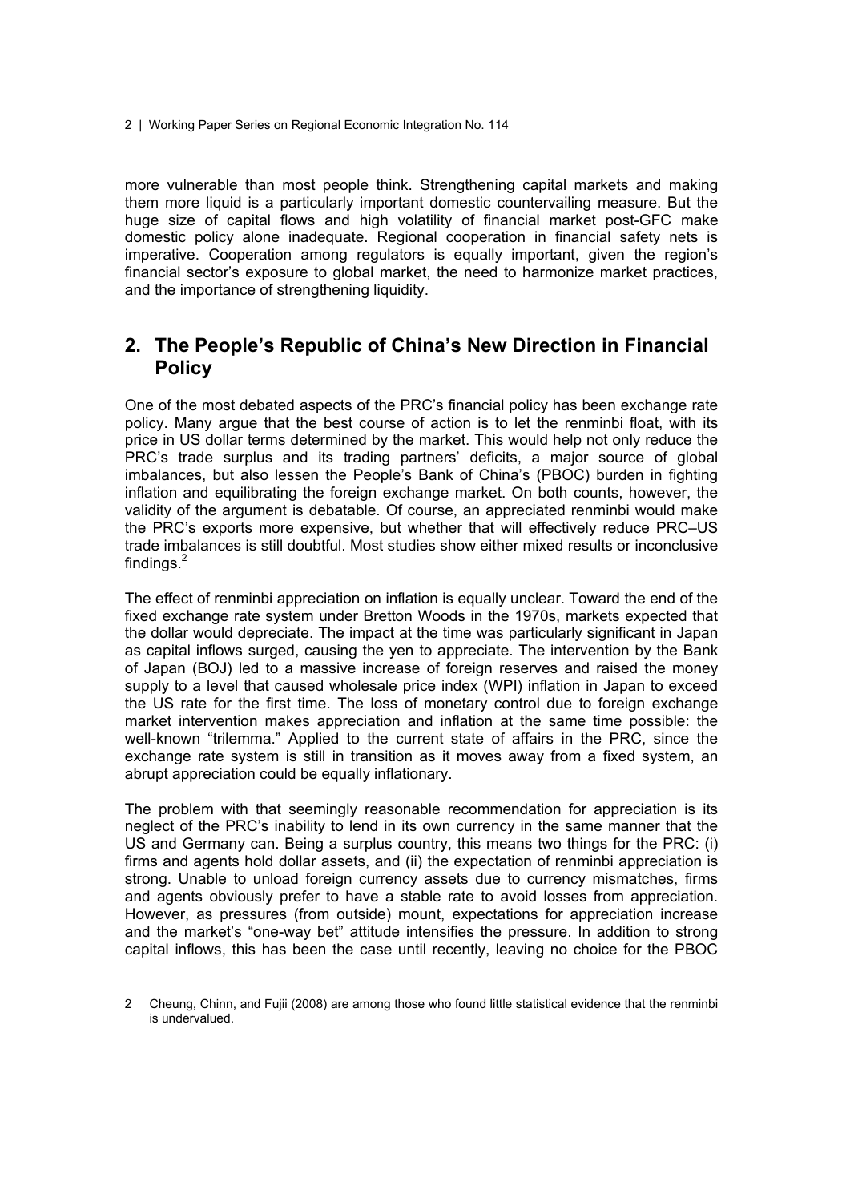more vulnerable than most people think. Strengthening capital markets and making them more liquid is a particularly important domestic countervailing measure. But the huge size of capital flows and high volatility of financial market post-GFC make domestic policy alone inadequate. Regional cooperation in financial safety nets is imperative. Cooperation among regulators is equally important, given the region's financial sector's exposure to global market, the need to harmonize market practices, and the importance of strengthening liquidity.

## 2. The People's Republic of China's New Direction in Financial Policy

One of the most debated aspects of the PRC's financial policy has been exchange rate policy. Many argue that the best course of action is to let the renminbi float, with its price in US dollar terms determined by the market. This would help not only reduce the PRC's trade surplus and its trading partners' deficits, a major source of global imbalances, but also lessen the People's Bank of China's (PBOC) burden in fighting inflation and equilibrating the foreign exchange market. On both counts, however, the validity of the argument is debatable. Of course, an appreciated renminbi would make the PRC's exports more expensive, but whether that will effectively reduce PRC–US trade imbalances is still doubtful. Most studies show either mixed results or inconclusive findings.[2]

The effect of renminbi appreciation on inflation is equally unclear. Toward the end of the fixed exchange rate system under Bretton Woods in the 1970s, markets expected that the dollar would depreciate. The impact at the time was particularly significant in Japan as capital inflows surged, causing the yen to appreciate. The intervention by the Bank of Japan (BOJ) led to a massive increase of foreign reserves and raised the money supply to a level that caused wholesale price index (WPI) inflation in Japan to exceed the US rate for the first time. The loss of monetary control due to foreign exchange market intervention makes appreciation and inflation at the same time possible: the well-known "trilemma." Applied to the current state of affairs in the PRC, since the exchange rate system is still in transition as it moves away from a fixed system, an abrupt appreciation could be equally inflationary.

The problem with that seemingly reasonable recommendation for appreciation is its neglect of the PRC's inability to lend in its own currency in the same manner that the US and Germany can. Being a surplus country, this means two things for the PRC: (i) firms and agents hold dollar assets, and (ii) the expectation of renminbi appreciation is strong. Unable to unload foreign currency assets due to currency mismatches, firms and agents obviously prefer to have a stable rate to avoid losses from appreciation. However, as pressures (from outside) mount, expectations for appreciation increase and the market's "one-way bet" attitude intensifies the pressure. In addition to strong capital inflows, this has been the case until recently, leaving no choice for the PBOC

---

2 Cheung, Chinn, and Fujii (2008) are among those who found little statistical evidence that the renminbi is undervalued.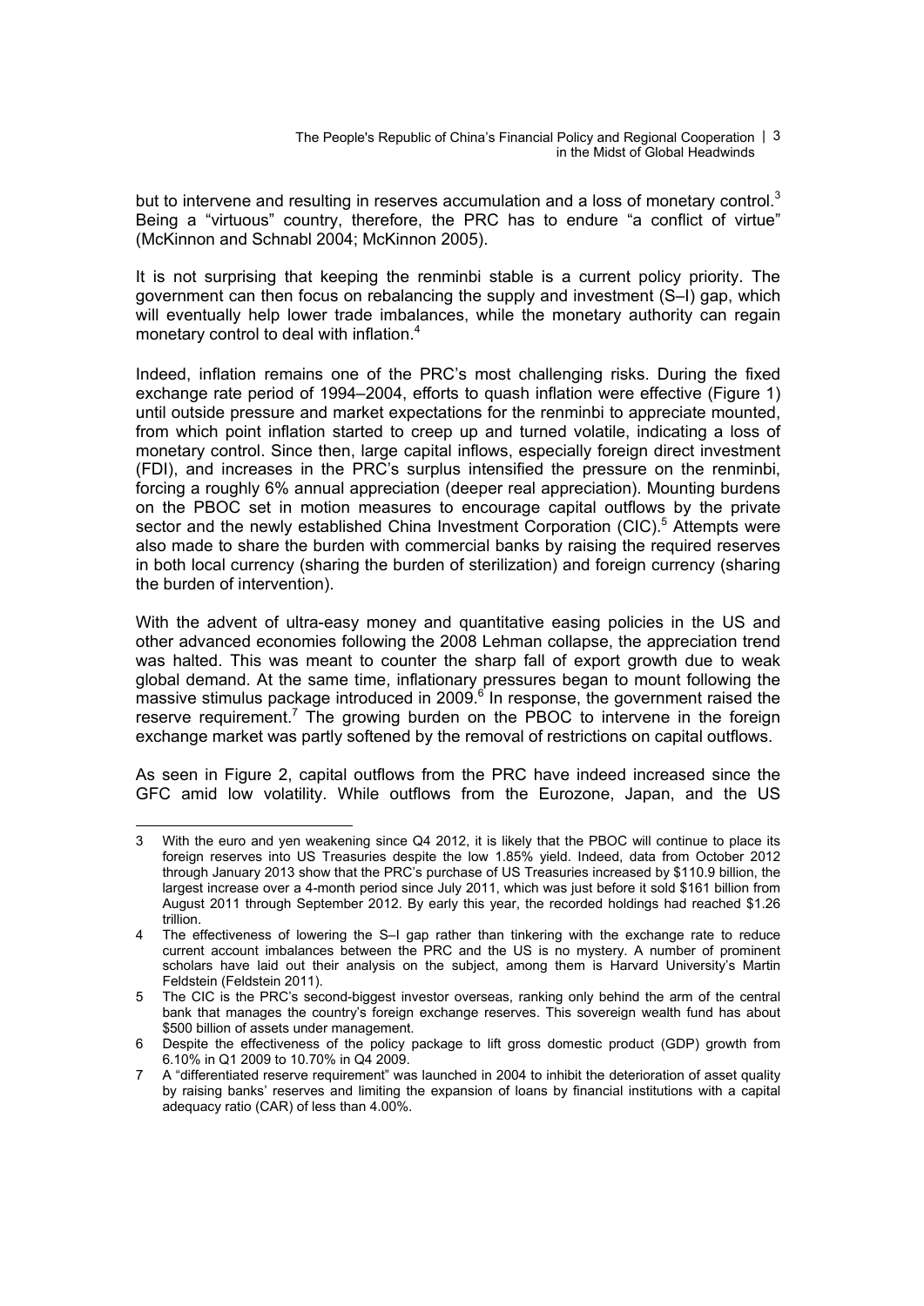but to intervene and resulting in reserves accumulation and a loss of monetary control.[3] Being a "virtuous" country, therefore, the PRC has to endure "a conflict of virtue" (McKinnon and Schnabl 2004; McKinnon 2005).

It is not surprising that keeping the renminbi stable is a current policy priority. The government can then focus on rebalancing the supply and investment (S–I) gap, which will eventually help lower trade imbalances, while the monetary authority can regain monetary control to deal with inflation.[4]

Indeed, inflation remains one of the PRC's most challenging risks. During the fixed exchange rate period of 1994–2004, efforts to quash inflation were effective (Figure 1) until outside pressure and market expectations for the renminbi to appreciate mounted, from which point inflation started to creep up and turned volatile, indicating a loss of monetary control. Since then, large capital inflows, especially foreign direct investment (FDI), and increases in the PRC's surplus intensified the pressure on the renminbi, forcing a roughly 6% annual appreciation (deeper real appreciation). Mounting burdens on the PBOC set in motion measures to encourage capital outflows by the private sector and the newly established China Investment Corporation (CIC).[5] Attempts were also made to share the burden with commercial banks by raising the required reserves in both local currency (sharing the burden of sterilization) and foreign currency (sharing the burden of intervention).

With the advent of ultra-easy money and quantitative easing policies in the US and other advanced economies following the 2008 Lehman collapse, the appreciation trend was halted. This was meant to counter the sharp fall of export growth due to weak global demand. At the same time, inflationary pressures began to mount following the massive stimulus package introduced in 2009.[6] In response, the government raised the reserve requirement.[7] The growing burden on the PBOC to intervene in the foreign exchange market was partly softened by the removal of restrictions on capital outflows.

As seen in Figure 2, capital outflows from the PRC have indeed increased since the GFC amid low volatility. While outflows from the Eurozone, Japan, and the US

---

3 With the euro and yen weakening since Q4 2012, it is likely that the PBOC will continue to place its foreign reserves into US Treasuries despite the low 1.85% yield. Indeed, data from October 2012 through January 2013 show that the PRC's purchase of US Treasuries increased by $110.9 billion, the largest increase over a 4-month period since July 2011, which was just before it sold $161 billion from August 2011 through September 2012. By early this year, the recorded holdings had reached $1.26 trillion.

4 The effectiveness of lowering the S–I gap rather than tinkering with the exchange rate to reduce current account imbalances between the PRC and the US is no mystery. A number of prominent scholars have laid out their analysis on the subject, among them is Harvard University's Martin Feldstein (Feldstein 2011).

5 The CIC is the PRC's second-biggest investor overseas, ranking only behind the arm of the central bank that manages the country's foreign exchange reserves. This sovereign wealth fund has about $500 billion of assets under management.

6 Despite the effectiveness of the policy package to lift gross domestic product (GDP) growth from 6.10% in Q1 2009 to 10.70% in Q4 2009.

7 A "differentiated reserve requirement" was launched in 2004 to inhibit the deterioration of asset quality by raising banks' reserves and limiting the expansion of loans by financial institutions with a capital adequacy ratio (CAR) of less than 4.00%.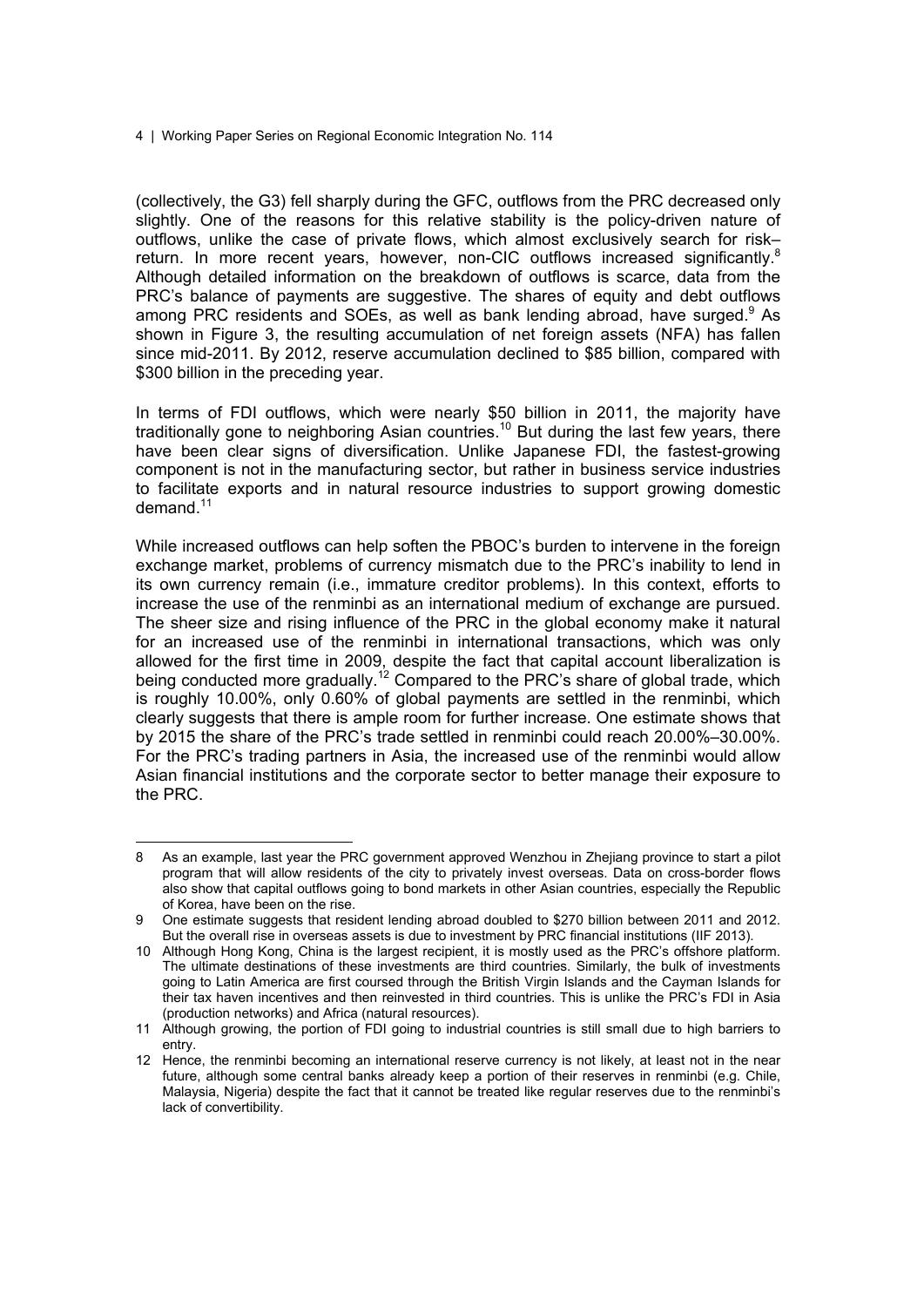(collectively, the G3) fell sharply during the GFC, outflows from the PRC decreased only slightly. One of the reasons for this relative stability is the policy-driven nature of outflows, unlike the case of private flows, which almost exclusively search for risk–return. In more recent years, however, non-CIC outflows increased significantly.[8] Although detailed information on the breakdown of outflows is scarce, data from the PRC's balance of payments are suggestive. The shares of equity and debt outflows among PRC residents and SOEs, as well as bank lending abroad, have surged.[9] As shown in Figure 3, the resulting accumulation of net foreign assets (NFA) has fallen since mid-2011. By 2012, reserve accumulation declined to $85 billion, compared with $300 billion in the preceding year.

In terms of FDI outflows, which were nearly $50 billion in 2011, the majority have traditionally gone to neighboring Asian countries.[10] But during the last few years, there have been clear signs of diversification. Unlike Japanese FDI, the fastest-growing component is not in the manufacturing sector, but rather in business service industries to facilitate exports and in natural resource industries to support growing domestic demand.[11]

While increased outflows can help soften the PBOC's burden to intervene in the foreign exchange market, problems of currency mismatch due to the PRC's inability to lend in its own currency remain (i.e., immature creditor problems). In this context, efforts to increase the use of the renminbi as an international medium of exchange are pursued. The sheer size and rising influence of the PRC in the global economy make it natural for an increased use of the renminbi in international transactions, which was only allowed for the first time in 2009, despite the fact that capital account liberalization is being conducted more gradually.[12] Compared to the PRC's share of global trade, which is roughly 10.00%, only 0.60% of global payments are settled in the renminbi, which clearly suggests that there is ample room for further increase. One estimate shows that by 2015 the share of the PRC's trade settled in renminbi could reach 20.00%–30.00%. For the PRC's trading partners in Asia, the increased use of the renminbi would allow Asian financial institutions and the corporate sector to better manage their exposure to the PRC.

---

8 As an example, last year the PRC government approved Wenzhou in Zhejiang province to start a pilot program that will allow residents of the city to privately invest overseas. Data on cross-border flows also show that capital outflows going to bond markets in other Asian countries, especially the Republic of Korea, have been on the rise.

9 One estimate suggests that resident lending abroad doubled to $270 billion between 2011 and 2012. But the overall rise in overseas assets is due to investment by PRC financial institutions (IIF 2013).

10 Although Hong Kong, China is the largest recipient, it is mostly used as the PRC's offshore platform. The ultimate destinations of these investments are third countries. Similarly, the bulk of investments going to Latin America are first coursed through the British Virgin Islands and the Cayman Islands for their tax haven incentives and then reinvested in third countries. This is unlike the PRC's FDI in Asia (production networks) and Africa (natural resources).

11 Although growing, the portion of FDI going to industrial countries is still small due to high barriers to entry.

12 Hence, the renminbi becoming an international reserve currency is not likely, at least not in the near future, although some central banks already keep a portion of their reserves in renminbi (e.g. Chile, Malaysia, Nigeria) despite the fact that it cannot be treated like regular reserves due to the renminbi's lack of convertibility.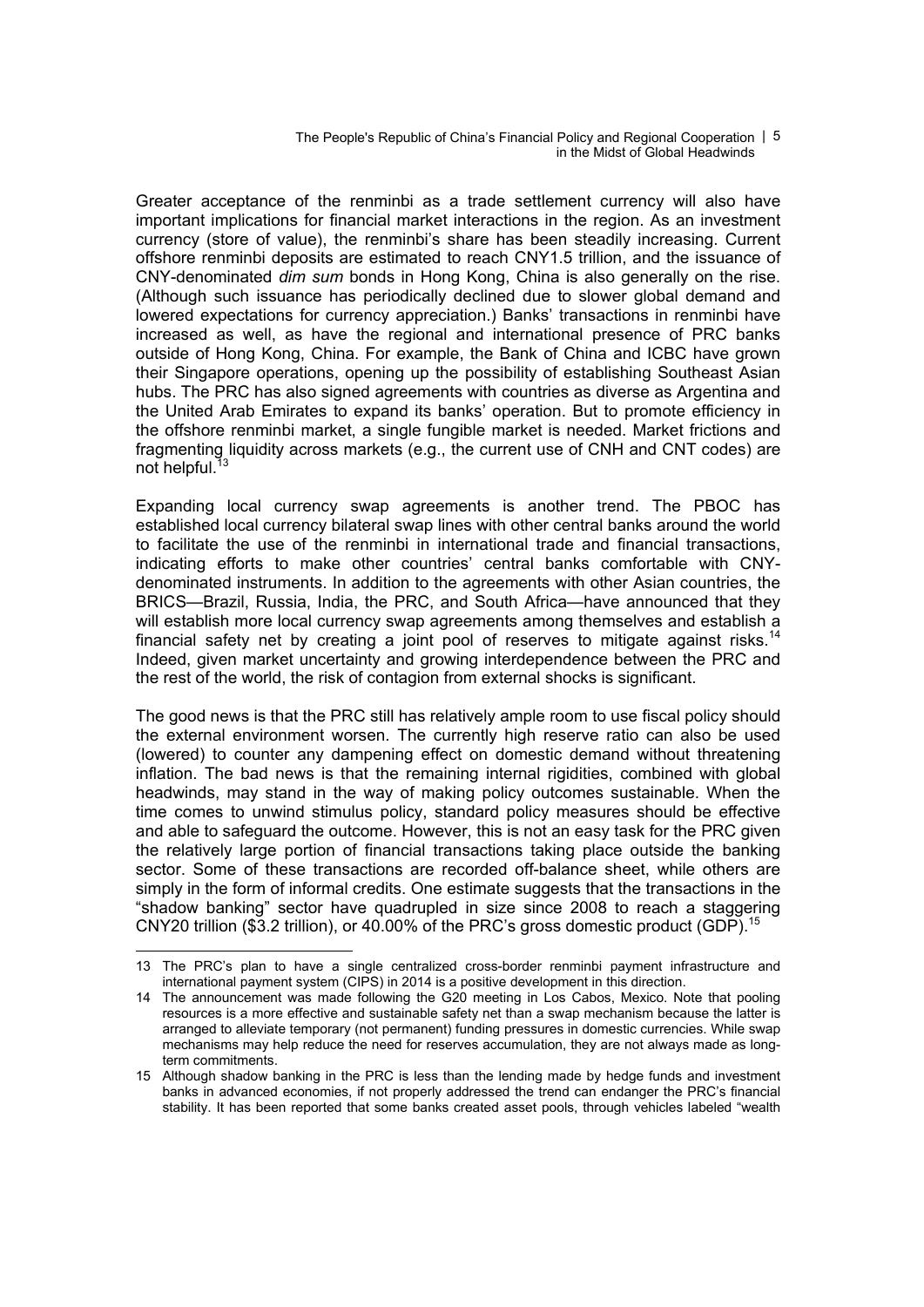Greater acceptance of the renminbi as a trade settlement currency will also have important implications for financial market interactions in the region. As an investment currency (store of value), the renminbi's share has been steadily increasing. Current offshore renminbi deposits are estimated to reach CNY1.5 trillion, and the issuance of CNY-denominated *dim sum* bonds in Hong Kong, China is also generally on the rise. (Although such issuance has periodically declined due to slower global demand and lowered expectations for currency appreciation.) Banks' transactions in renminbi have increased as well, as have the regional and international presence of PRC banks outside of Hong Kong, China. For example, the Bank of China and ICBC have grown their Singapore operations, opening up the possibility of establishing Southeast Asian hubs. The PRC has also signed agreements with countries as diverse as Argentina and the United Arab Emirates to expand its banks' operation. But to promote efficiency in the offshore renminbi market, a single fungible market is needed. Market frictions and fragmenting liquidity across markets (e.g., the current use of CNH and CNT codes) are not helpful.[13]

Expanding local currency swap agreements is another trend. The PBOC has established local currency bilateral swap lines with other central banks around the world to facilitate the use of the renminbi in international trade and financial transactions, indicating efforts to make other countries' central banks comfortable with CNY-denominated instruments. In addition to the agreements with other Asian countries, the BRICS—Brazil, Russia, India, the PRC, and South Africa—have announced that they will establish more local currency swap agreements among themselves and establish a financial safety net by creating a joint pool of reserves to mitigate against risks.[14] Indeed, given market uncertainty and growing interdependence between the PRC and the rest of the world, the risk of contagion from external shocks is significant.

The good news is that the PRC still has relatively ample room to use fiscal policy should the external environment worsen. The currently high reserve ratio can also be used (lowered) to counter any dampening effect on domestic demand without threatening inflation. The bad news is that the remaining internal rigidities, combined with global headwinds, may stand in the way of making policy outcomes sustainable. When the time comes to unwind stimulus policy, standard policy measures should be effective and able to safeguard the outcome. However, this is not an easy task for the PRC given the relatively large portion of financial transactions taking place outside the banking sector. Some of these transactions are recorded off-balance sheet, while others are simply in the form of informal credits. One estimate suggests that the transactions in the "shadow banking" sector have quadrupled in size since 2008 to reach a staggering CNY20 trillion ($3.2 trillion), or 40.00% of the PRC's gross domestic product (GDP).[15]

---

13 The PRC's plan to have a single centralized cross-border renminbi payment infrastructure and international payment system (CIPS) in 2014 is a positive development in this direction.

14 The announcement was made following the G20 meeting in Los Cabos, Mexico. Note that pooling resources is a more effective and sustainable safety net than a swap mechanism because the latter is arranged to alleviate temporary (not permanent) funding pressures in domestic currencies. While swap mechanisms may help reduce the need for reserves accumulation, they are not always made as long-term commitments.

15 Although shadow banking in the PRC is less than the lending made by hedge funds and investment banks in advanced economies, if not properly addressed the trend can endanger the PRC's financial stability. It has been reported that some banks created asset pools, through vehicles labeled "wealth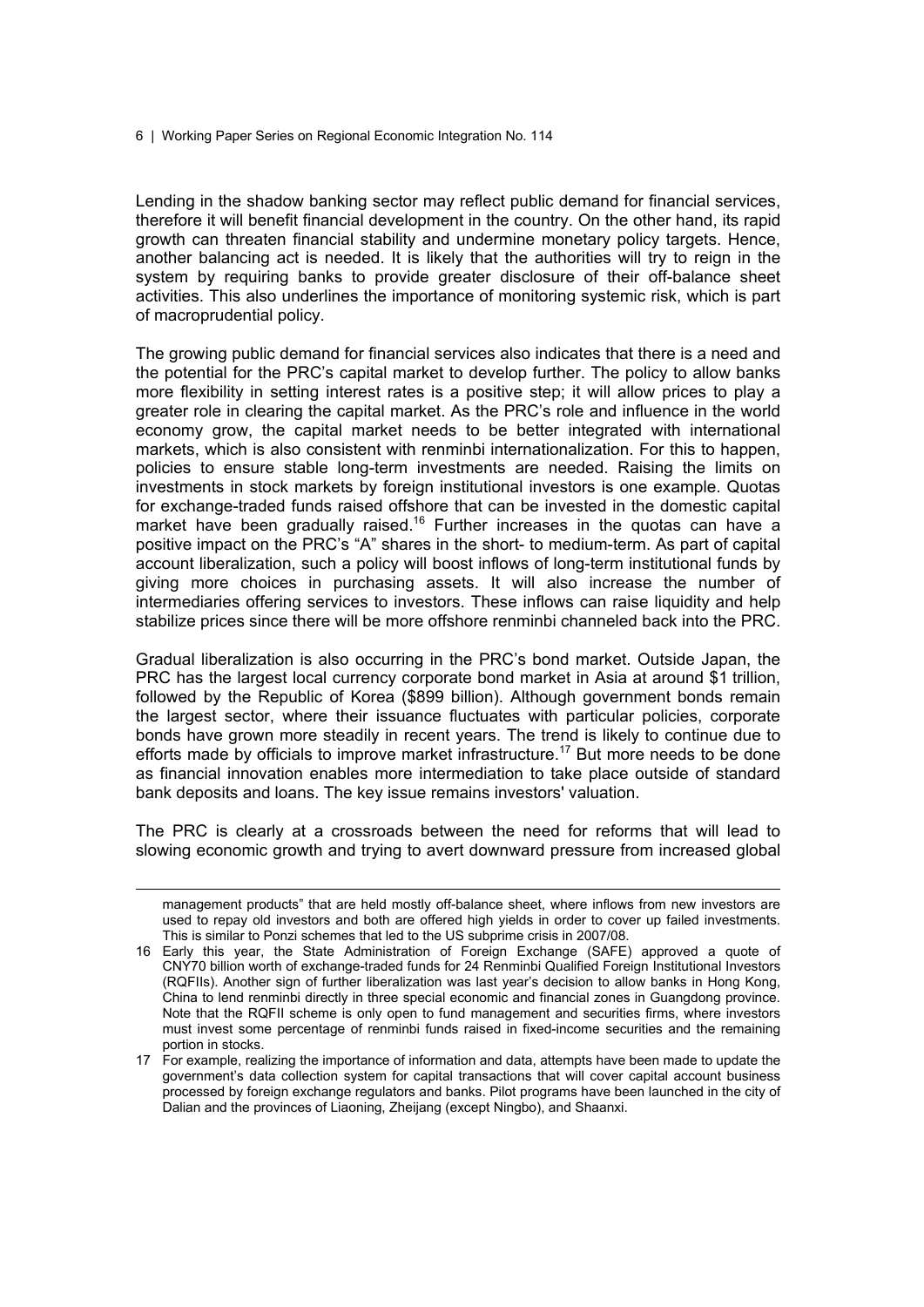Lending in the shadow banking sector may reflect public demand for financial services, therefore it will benefit financial development in the country. On the other hand, its rapid growth can threaten financial stability and undermine monetary policy targets. Hence, another balancing act is needed. It is likely that the authorities will try to reign in the system by requiring banks to provide greater disclosure of their off-balance sheet activities. This also underlines the importance of monitoring systemic risk, which is part of macroprudential policy.

The growing public demand for financial services also indicates that there is a need and the potential for the PRC's capital market to develop further. The policy to allow banks more flexibility in setting interest rates is a positive step; it will allow prices to play a greater role in clearing the capital market. As the PRC's role and influence in the world economy grow, the capital market needs to be better integrated with international markets, which is also consistent with renminbi internationalization. For this to happen, policies to ensure stable long-term investments are needed. Raising the limits on investments in stock markets by foreign institutional investors is one example. Quotas for exchange-traded funds raised offshore that can be invested in the domestic capital market have been gradually raised.[16] Further increases in the quotas can have a positive impact on the PRC's "A" shares in the short- to medium-term. As part of capital account liberalization, such a policy will boost inflows of long-term institutional funds by giving more choices in purchasing assets. It will also increase the number of intermediaries offering services to investors. These inflows can raise liquidity and help stabilize prices since there will be more offshore renminbi channeled back into the PRC.

Gradual liberalization is also occurring in the PRC's bond market. Outside Japan, the PRC has the largest local currency corporate bond market in Asia at around $1 trillion, followed by the Republic of Korea ($899 billion). Although government bonds remain the largest sector, where their issuance fluctuates with particular policies, corporate bonds have grown more steadily in recent years. The trend is likely to continue due to efforts made by officials to improve market infrastructure.[17] But more needs to be done as financial innovation enables more intermediation to take place outside of standard bank deposits and loans. The key issue remains investors' valuation.

The PRC is clearly at a crossroads between the need for reforms that will lead to slowing economic growth and trying to avert downward pressure from increased global

---

management products" that are held mostly off-balance sheet, where inflows from new investors are used to repay old investors and both are offered high yields in order to cover up failed investments. This is similar to Ponzi schemes that led to the US subprime crisis in 2007/08.

16 Early this year, the State Administration of Foreign Exchange (SAFE) approved a quote of CNY70 billion worth of exchange-traded funds for 24 Renminbi Qualified Foreign Institutional Investors (RQFIIs). Another sign of further liberalization was last year's decision to allow banks in Hong Kong, China to lend renminbi directly in three special economic and financial zones in Guangdong province. Note that the RQFII scheme is only open to fund management and securities firms, where investors must invest some percentage of renminbi funds raised in fixed-income securities and the remaining portion in stocks.

17 For example, realizing the importance of information and data, attempts have been made to update the government's data collection system for capital transactions that will cover capital account business processed by foreign exchange regulators and banks. Pilot programs have been launched in the city of Dalian and the provinces of Liaoning, Zheijang (except Ningbo), and Shaanxi.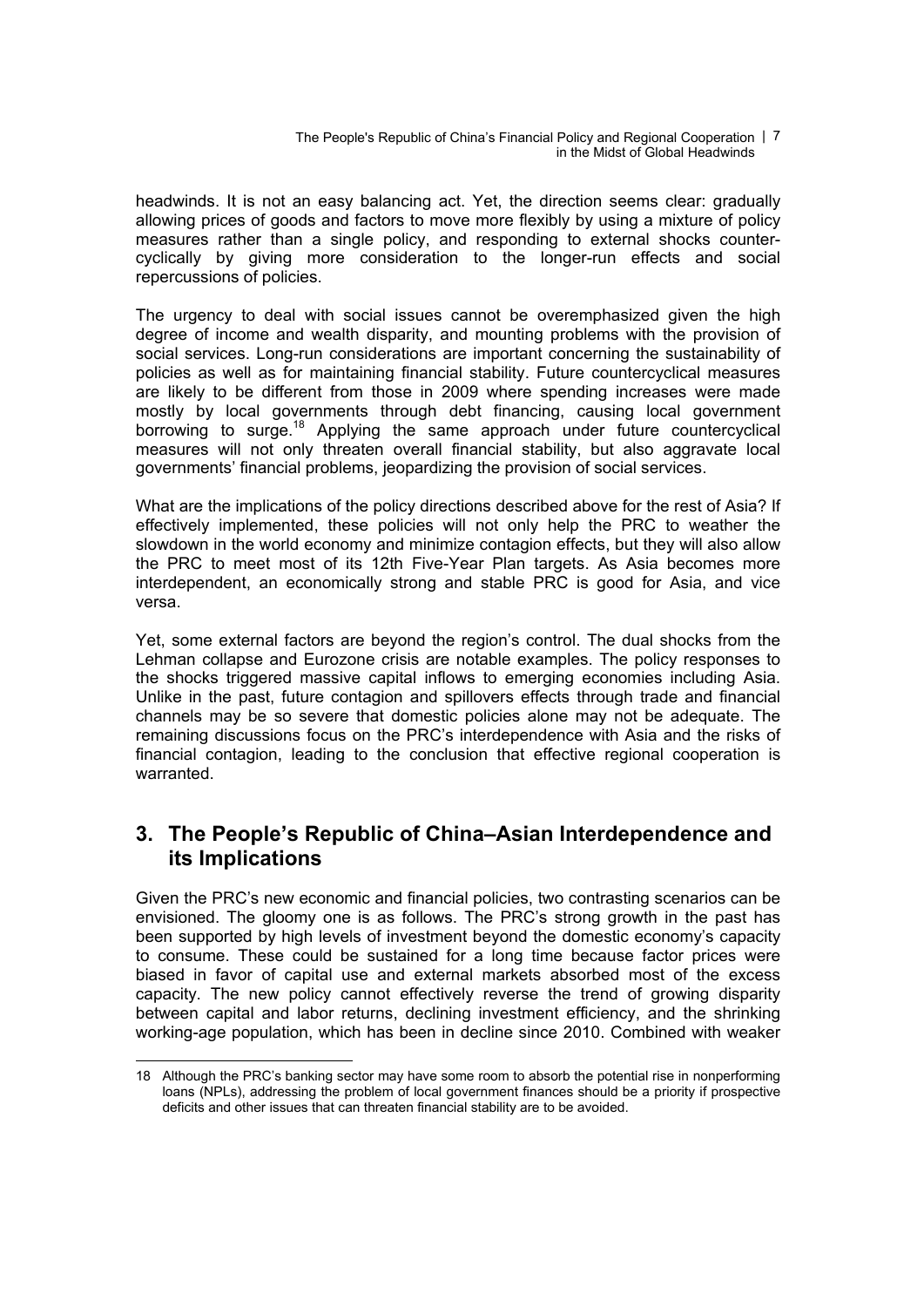headwinds. It is not an easy balancing act. Yet, the direction seems clear: gradually allowing prices of goods and factors to move more flexibly by using a mixture of policy measures rather than a single policy, and responding to external shocks counter-cyclically by giving more consideration to the longer-run effects and social repercussions of policies.

The urgency to deal with social issues cannot be overemphasized given the high degree of income and wealth disparity, and mounting problems with the provision of social services. Long-run considerations are important concerning the sustainability of policies as well as for maintaining financial stability. Future countercyclical measures are likely to be different from those in 2009 where spending increases were made mostly by local governments through debt financing, causing local government borrowing to surge.[18] Applying the same approach under future countercyclical measures will not only threaten overall financial stability, but also aggravate local governments' financial problems, jeopardizing the provision of social services.

What are the implications of the policy directions described above for the rest of Asia? If effectively implemented, these policies will not only help the PRC to weather the slowdown in the world economy and minimize contagion effects, but they will also allow the PRC to meet most of its 12th Five-Year Plan targets. As Asia becomes more interdependent, an economically strong and stable PRC is good for Asia, and vice versa.

Yet, some external factors are beyond the region's control. The dual shocks from the Lehman collapse and Eurozone crisis are notable examples. The policy responses to the shocks triggered massive capital inflows to emerging economies including Asia. Unlike in the past, future contagion and spillovers effects through trade and financial channels may be so severe that domestic policies alone may not be adequate. The remaining discussions focus on the PRC's interdependence with Asia and the risks of financial contagion, leading to the conclusion that effective regional cooperation is warranted.

## 3. The People's Republic of China–Asian Interdependence and its Implications

Given the PRC's new economic and financial policies, two contrasting scenarios can be envisioned. The gloomy one is as follows. The PRC's strong growth in the past has been supported by high levels of investment beyond the domestic economy's capacity to consume. These could be sustained for a long time because factor prices were biased in favor of capital use and external markets absorbed most of the excess capacity. The new policy cannot effectively reverse the trend of growing disparity between capital and labor returns, declining investment efficiency, and the shrinking working-age population, which has been in decline since 2010. Combined with weaker

---

18 Although the PRC's banking sector may have some room to absorb the potential rise in nonperforming loans (NPLs), addressing the problem of local government finances should be a priority if prospective deficits and other issues that can threaten financial stability are to be avoided.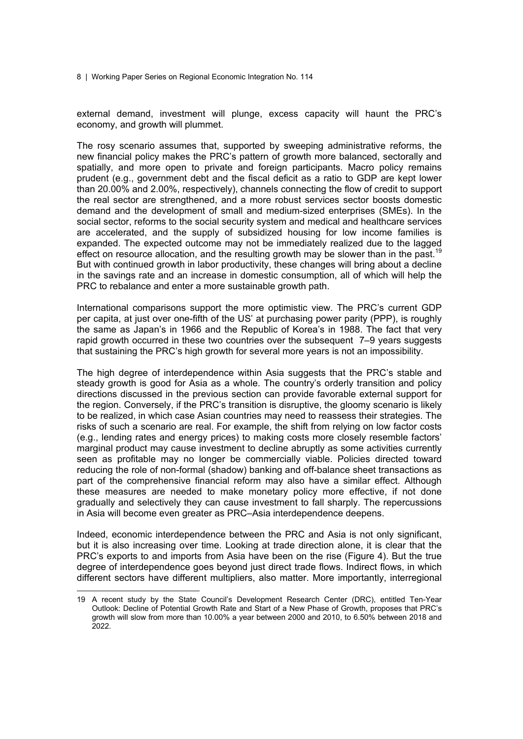external demand, investment will plunge, excess capacity will haunt the PRC's economy, and growth will plummet.

The rosy scenario assumes that, supported by sweeping administrative reforms, the new financial policy makes the PRC's pattern of growth more balanced, sectorally and spatially, and more open to private and foreign participants. Macro policy remains prudent (e.g., government debt and the fiscal deficit as a ratio to GDP are kept lower than 20.00% and 2.00%, respectively), channels connecting the flow of credit to support the real sector are strengthened, and a more robust services sector boosts domestic demand and the development of small and medium-sized enterprises (SMEs). In the social sector, reforms to the social security system and medical and healthcare services are accelerated, and the supply of subsidized housing for low income families is expanded. The expected outcome may not be immediately realized due to the lagged effect on resource allocation, and the resulting growth may be slower than in the past.[19] But with continued growth in labor productivity, these changes will bring about a decline in the savings rate and an increase in domestic consumption, all of which will help the PRC to rebalance and enter a more sustainable growth path.

International comparisons support the more optimistic view. The PRC's current GDP per capita, at just over one-fifth of the US' at purchasing power parity (PPP), is roughly the same as Japan's in 1966 and the Republic of Korea's in 1988. The fact that very rapid growth occurred in these two countries over the subsequent 7–9 years suggests that sustaining the PRC's high growth for several more years is not an impossibility.

The high degree of interdependence within Asia suggests that the PRC's stable and steady growth is good for Asia as a whole. The country's orderly transition and policy directions discussed in the previous section can provide favorable external support for the region. Conversely, if the PRC's transition is disruptive, the gloomy scenario is likely to be realized, in which case Asian countries may need to reassess their strategies. The risks of such a scenario are real. For example, the shift from relying on low factor costs (e.g., lending rates and energy prices) to making costs more closely resemble factors' marginal product may cause investment to decline abruptly as some activities currently seen as profitable may no longer be commercially viable. Policies directed toward reducing the role of non-formal (shadow) banking and off-balance sheet transactions as part of the comprehensive financial reform may also have a similar effect. Although these measures are needed to make monetary policy more effective, if not done gradually and selectively they can cause investment to fall sharply. The repercussions in Asia will become even greater as PRC–Asia interdependence deepens.

Indeed, economic interdependence between the PRC and Asia is not only significant, but it is also increasing over time. Looking at trade direction alone, it is clear that the PRC's exports to and imports from Asia have been on the rise (Figure 4). But the true degree of interdependence goes beyond just direct trade flows. Indirect flows, in which different sectors have different multipliers, also matter. More importantly, interregional

---

19 A recent study by the State Council's Development Research Center (DRC), entitled Ten-Year Outlook: Decline of Potential Growth Rate and Start of a New Phase of Growth, proposes that PRC's growth will slow from more than 10.00% a year between 2000 and 2010, to 6.50% between 2018 and 2022.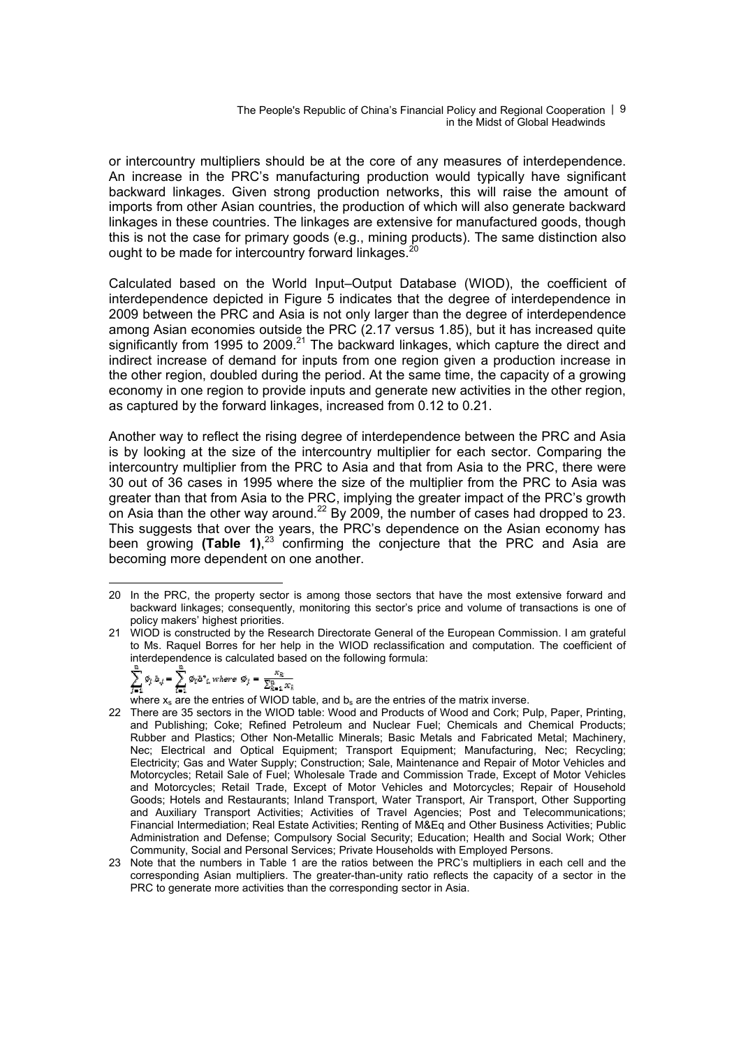or intercountry multipliers should be at the core of any measures of interdependence. An increase in the PRC's manufacturing production would typically have significant backward linkages. Given strong production networks, this will raise the amount of imports from other Asian countries, the production of which will also generate backward linkages in these countries. The linkages are extensive for manufactured goods, though this is not the case for primary goods (e.g., mining products). The same distinction also ought to be made for intercountry forward linkages.[20]

Calculated based on the World Input–Output Database (WIOD), the coefficient of interdependence depicted in Figure 5 indicates that the degree of interdependence in 2009 between the PRC and Asia is not only larger than the degree of interdependence among Asian economies outside the PRC (2.17 versus 1.85), but it has increased quite significantly from 1995 to 2009.[21] The backward linkages, which capture the direct and indirect increase of demand for inputs from one region given a production increase in the other region, doubled during the period. At the same time, the capacity of a growing economy in one region to provide inputs and generate new activities in the other region, as captured by the forward linkages, increased from 0.12 to 0.21.

Another way to reflect the rising degree of interdependence between the PRC and Asia is by looking at the size of the intercountry multiplier for each sector. Comparing the intercountry multiplier from the PRC to Asia and that from Asia to the PRC, there were 30 out of 36 cases in 1995 where the size of the multiplier from the PRC to Asia was greater than that from Asia to the PRC, implying the greater impact of the PRC's growth on Asia than the other way around.[22] By 2009, the number of cases had dropped to 23. This suggests that over the years, the PRC's dependence on the Asian economy has been growing **(Table 1)**,[23] confirming the conjecture that the PRC and Asia are becoming more dependent on one another.

---

20 In the PRC, the property sector is among those sectors that have the most extensive forward and backward linkages; consequently, monitoring this sector's price and volume of transactions is one of policy makers' highest priorities.

21 WIOD is constructed by the Research Directorate General of the European Commission. I am grateful to Ms. Raquel Borres for her help in the WIOD reclassification and computation. The coefficient of interdependence is calculated based on the following formula:

$$\sum_{j=1}^{n} \phi_j b_{sj} = \sum_{i=1}^{n} \phi_i b^*_{is}, \text{ where } \phi_j = \frac{x_k}{\sum_{k=1}^{n} x_k}$$

where $x_s$ are the entries of WIOD table, and $b_s$ are the entries of the matrix inverse.

22 There are 35 sectors in the WIOD table: Wood and Products of Wood and Cork; Pulp, Paper, Printing, and Publishing; Coke; Refined Petroleum and Nuclear Fuel; Chemicals and Chemical Products; Rubber and Plastics; Other Non-Metallic Minerals; Basic Metals and Fabricated Metal; Machinery, Nec; Electrical and Optical Equipment; Transport Equipment; Manufacturing, Nec; Recycling; Electricity; Gas and Water Supply; Construction; Sale, Maintenance and Repair of Motor Vehicles and Motorcycles; Retail Sale of Fuel; Wholesale Trade and Commission Trade, Except of Motor Vehicles and Motorcycles; Retail Trade, Except of Motor Vehicles and Motorcycles; Repair of Household Goods; Hotels and Restaurants; Inland Transport, Water Transport, Air Transport, Other Supporting and Auxiliary Transport Activities; Activities of Travel Agencies; Post and Telecommunications; Financial Intermediation; Real Estate Activities; Renting of M&Eq and Other Business Activities; Public Administration and Defense; Compulsory Social Security; Education; Health and Social Work; Other Community, Social and Personal Services; Private Households with Employed Persons.

23 Note that the numbers in Table 1 are the ratios between the PRC's multipliers in each cell and the corresponding Asian multipliers. The greater-than-unity ratio reflects the capacity of a sector in the PRC to generate more activities than the corresponding sector in Asia.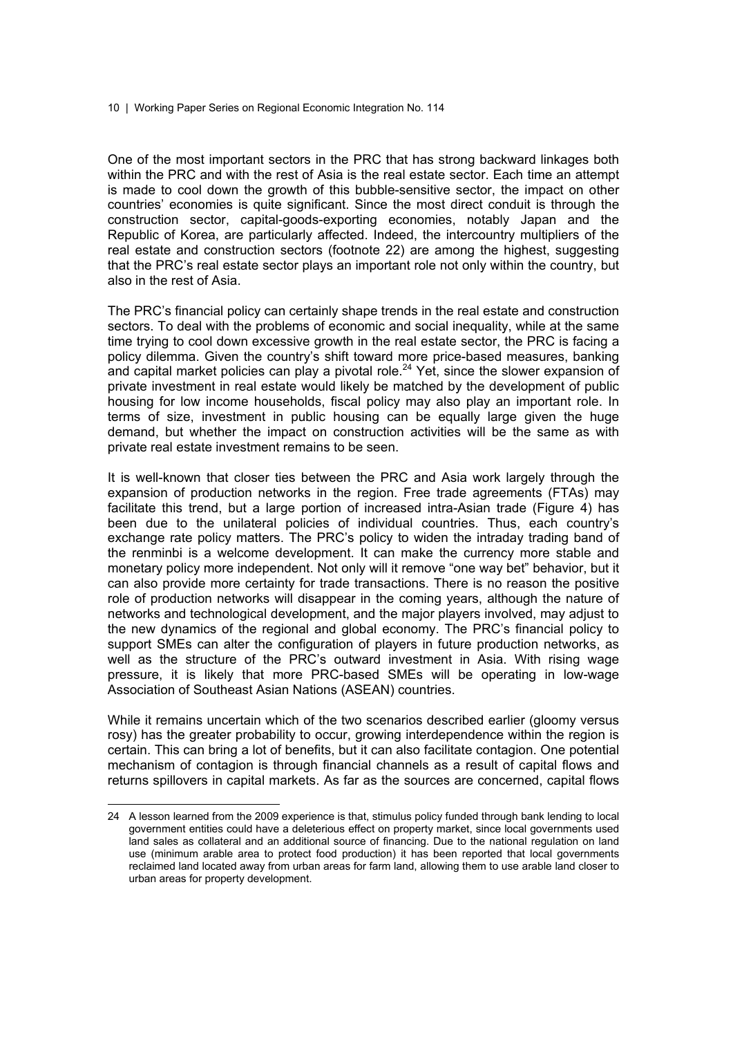One of the most important sectors in the PRC that has strong backward linkages both within the PRC and with the rest of Asia is the real estate sector. Each time an attempt is made to cool down the growth of this bubble-sensitive sector, the impact on other countries' economies is quite significant. Since the most direct conduit is through the construction sector, capital-goods-exporting economies, notably Japan and the Republic of Korea, are particularly affected. Indeed, the intercountry multipliers of the real estate and construction sectors (footnote 22) are among the highest, suggesting that the PRC's real estate sector plays an important role not only within the country, but also in the rest of Asia.

The PRC's financial policy can certainly shape trends in the real estate and construction sectors. To deal with the problems of economic and social inequality, while at the same time trying to cool down excessive growth in the real estate sector, the PRC is facing a policy dilemma. Given the country's shift toward more price-based measures, banking and capital market policies can play a pivotal role.[24] Yet, since the slower expansion of private investment in real estate would likely be matched by the development of public housing for low income households, fiscal policy may also play an important role. In terms of size, investment in public housing can be equally large given the huge demand, but whether the impact on construction activities will be the same as with private real estate investment remains to be seen.

It is well-known that closer ties between the PRC and Asia work largely through the expansion of production networks in the region. Free trade agreements (FTAs) may facilitate this trend, but a large portion of increased intra-Asian trade (Figure 4) has been due to the unilateral policies of individual countries. Thus, each country's exchange rate policy matters. The PRC's policy to widen the intraday trading band of the renminbi is a welcome development. It can make the currency more stable and monetary policy more independent. Not only will it remove "one way bet" behavior, but it can also provide more certainty for trade transactions. There is no reason the positive role of production networks will disappear in the coming years, although the nature of networks and technological development, and the major players involved, may adjust to the new dynamics of the regional and global economy. The PRC's financial policy to support SMEs can alter the configuration of players in future production networks, as well as the structure of the PRC's outward investment in Asia. With rising wage pressure, it is likely that more PRC-based SMEs will be operating in low-wage Association of Southeast Asian Nations (ASEAN) countries.

While it remains uncertain which of the two scenarios described earlier (gloomy versus rosy) has the greater probability to occur, growing interdependence within the region is certain. This can bring a lot of benefits, but it can also facilitate contagion. One potential mechanism of contagion is through financial channels as a result of capital flows and returns spillovers in capital markets. As far as the sources are concerned, capital flows

---

24 A lesson learned from the 2009 experience is that, stimulus policy funded through bank lending to local government entities could have a deleterious effect on property market, since local governments used land sales as collateral and an additional source of financing. Due to the national regulation on land use (minimum arable area to protect food production) it has been reported that local governments reclaimed land located away from urban areas for farm land, allowing them to use arable land closer to urban areas for property development.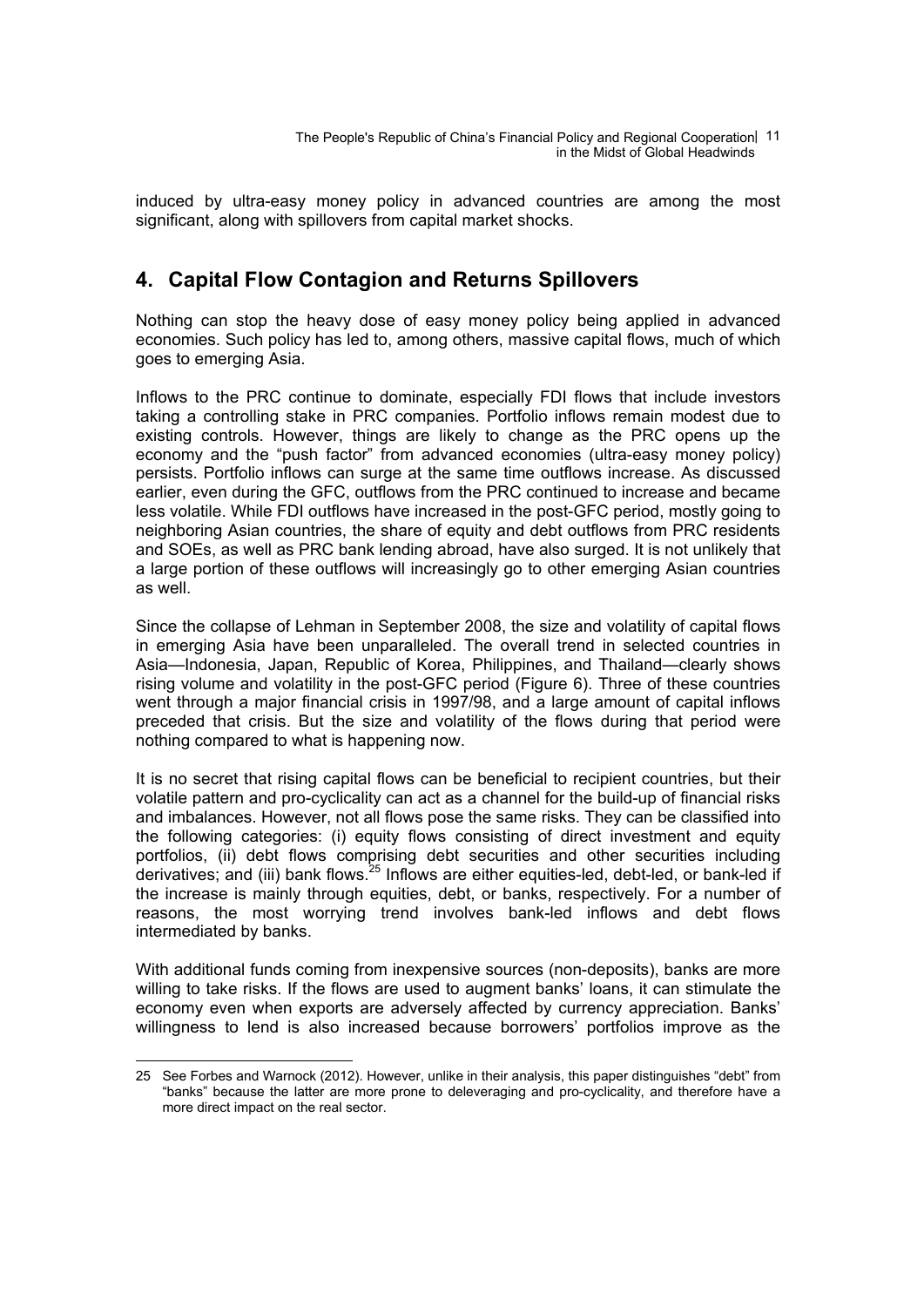induced by ultra-easy money policy in advanced countries are among the most significant, along with spillovers from capital market shocks.

## 4. Capital Flow Contagion and Returns Spillovers

Nothing can stop the heavy dose of easy money policy being applied in advanced economies. Such policy has led to, among others, massive capital flows, much of which goes to emerging Asia.

Inflows to the PRC continue to dominate, especially FDI flows that include investors taking a controlling stake in PRC companies. Portfolio inflows remain modest due to existing controls. However, things are likely to change as the PRC opens up the economy and the "push factor" from advanced economies (ultra-easy money policy) persists. Portfolio inflows can surge at the same time outflows increase. As discussed earlier, even during the GFC, outflows from the PRC continued to increase and became less volatile. While FDI outflows have increased in the post-GFC period, mostly going to neighboring Asian countries, the share of equity and debt outflows from PRC residents and SOEs, as well as PRC bank lending abroad, have also surged. It is not unlikely that a large portion of these outflows will increasingly go to other emerging Asian countries as well.

Since the collapse of Lehman in September 2008, the size and volatility of capital flows in emerging Asia have been unparalleled. The overall trend in selected countries in Asia—Indonesia, Japan, Republic of Korea, Philippines, and Thailand—clearly shows rising volume and volatility in the post-GFC period (Figure 6). Three of these countries went through a major financial crisis in 1997/98, and a large amount of capital inflows preceded that crisis. But the size and volatility of the flows during that period were nothing compared to what is happening now.

It is no secret that rising capital flows can be beneficial to recipient countries, but their volatile pattern and pro-cyclicality can act as a channel for the build-up of financial risks and imbalances. However, not all flows pose the same risks. They can be classified into the following categories: (i) equity flows consisting of direct investment and equity portfolios, (ii) debt flows comprising debt securities and other securities including derivatives; and (iii) bank flows.[25] Inflows are either equities-led, debt-led, or bank-led if the increase is mainly through equities, debt, or banks, respectively. For a number of reasons, the most worrying trend involves bank-led inflows and debt flows intermediated by banks.

With additional funds coming from inexpensive sources (non-deposits), banks are more willing to take risks. If the flows are used to augment banks' loans, it can stimulate the economy even when exports are adversely affected by currency appreciation. Banks' willingness to lend is also increased because borrowers' portfolios improve as the

---

25 See Forbes and Warnock (2012). However, unlike in their analysis, this paper distinguishes "debt" from "banks" because the latter are more prone to deleveraging and pro-cyclicality, and therefore have a more direct impact on the real sector.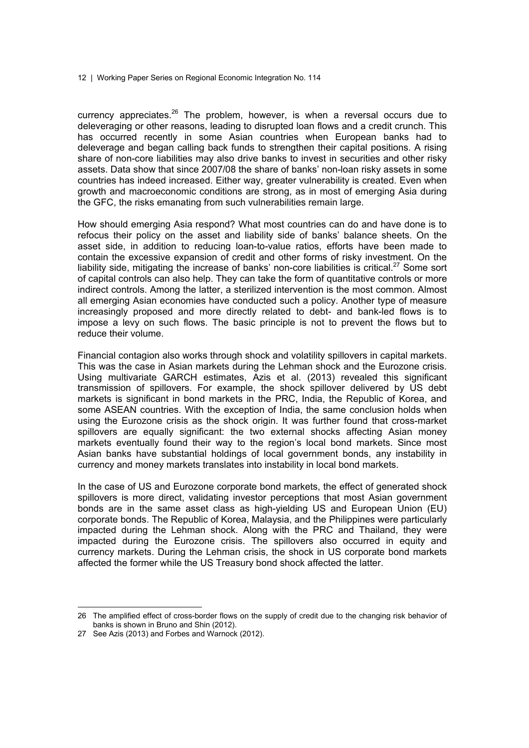currency appreciates.[26] The problem, however, is when a reversal occurs due to deleveraging or other reasons, leading to disrupted loan flows and a credit crunch. This has occurred recently in some Asian countries when European banks had to deleverage and began calling back funds to strengthen their capital positions. A rising share of non-core liabilities may also drive banks to invest in securities and other risky assets. Data show that since 2007/08 the share of banks' non-loan risky assets in some countries has indeed increased. Either way, greater vulnerability is created. Even when growth and macroeconomic conditions are strong, as in most of emerging Asia during the GFC, the risks emanating from such vulnerabilities remain large.

How should emerging Asia respond? What most countries can do and have done is to refocus their policy on the asset and liability side of banks' balance sheets. On the asset side, in addition to reducing loan-to-value ratios, efforts have been made to contain the excessive expansion of credit and other forms of risky investment. On the liability side, mitigating the increase of banks' non-core liabilities is critical.[27] Some sort of capital controls can also help. They can take the form of quantitative controls or more indirect controls. Among the latter, a sterilized intervention is the most common. Almost all emerging Asian economies have conducted such a policy. Another type of measure increasingly proposed and more directly related to debt- and bank-led flows is to impose a levy on such flows. The basic principle is not to prevent the flows but to reduce their volume.

Financial contagion also works through shock and volatility spillovers in capital markets. This was the case in Asian markets during the Lehman shock and the Eurozone crisis. Using multivariate GARCH estimates, Azis et al. (2013) revealed this significant transmission of spillovers. For example, the shock spillover delivered by US debt markets is significant in bond markets in the PRC, India, the Republic of Korea, and some ASEAN countries. With the exception of India, the same conclusion holds when using the Eurozone crisis as the shock origin. It was further found that cross-market spillovers are equally significant: the two external shocks affecting Asian money markets eventually found their way to the region's local bond markets. Since most Asian banks have substantial holdings of local government bonds, any instability in currency and money markets translates into instability in local bond markets.

In the case of US and Eurozone corporate bond markets, the effect of generated shock spillovers is more direct, validating investor perceptions that most Asian government bonds are in the same asset class as high-yielding US and European Union (EU) corporate bonds. The Republic of Korea, Malaysia, and the Philippines were particularly impacted during the Lehman shock. Along with the PRC and Thailand, they were impacted during the Eurozone crisis. The spillovers also occurred in equity and currency markets. During the Lehman crisis, the shock in US corporate bond markets affected the former while the US Treasury bond shock affected the latter.

---

26 The amplified effect of cross-border flows on the supply of credit due to the changing risk behavior of banks is shown in Bruno and Shin (2012).

27 See Azis (2013) and Forbes and Warnock (2012).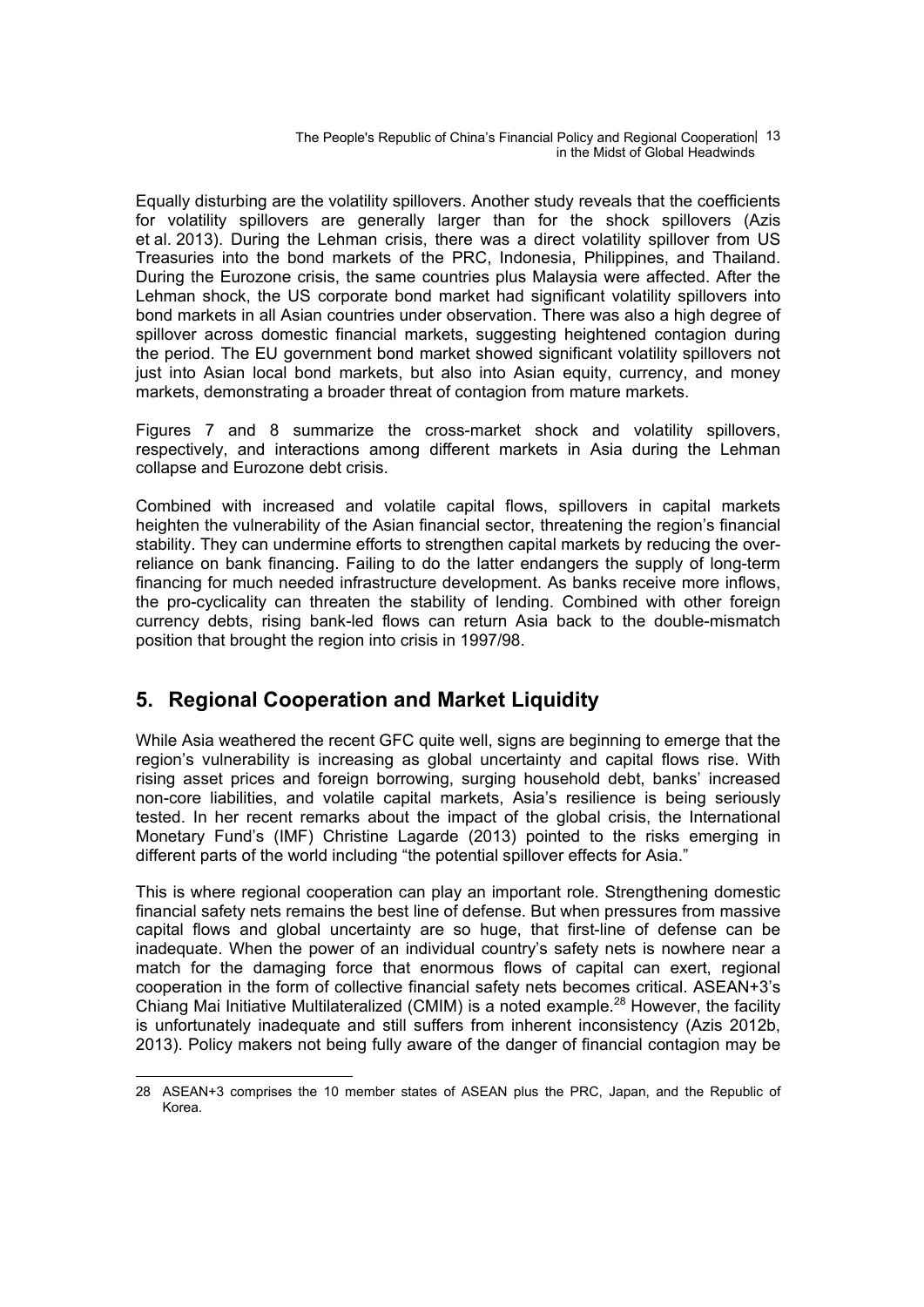Equally disturbing are the volatility spillovers. Another study reveals that the coefficients for volatility spillovers are generally larger than for the shock spillovers (Azis et al. 2013). During the Lehman crisis, there was a direct volatility spillover from US Treasuries into the bond markets of the PRC, Indonesia, Philippines, and Thailand. During the Eurozone crisis, the same countries plus Malaysia were affected. After the Lehman shock, the US corporate bond market had significant volatility spillovers into bond markets in all Asian countries under observation. There was also a high degree of spillover across domestic financial markets, suggesting heightened contagion during the period. The EU government bond market showed significant volatility spillovers not just into Asian local bond markets, but also into Asian equity, currency, and money markets, demonstrating a broader threat of contagion from mature markets.

Figures 7 and 8 summarize the cross-market shock and volatility spillovers, respectively, and interactions among different markets in Asia during the Lehman collapse and Eurozone debt crisis.

Combined with increased and volatile capital flows, spillovers in capital markets heighten the vulnerability of the Asian financial sector, threatening the region's financial stability. They can undermine efforts to strengthen capital markets by reducing the over-reliance on bank financing. Failing to do the latter endangers the supply of long-term financing for much needed infrastructure development. As banks receive more inflows, the pro-cyclicality can threaten the stability of lending. Combined with other foreign currency debts, rising bank-led flows can return Asia back to the double-mismatch position that brought the region into crisis in 1997/98.

## 5. Regional Cooperation and Market Liquidity

While Asia weathered the recent GFC quite well, signs are beginning to emerge that the region's vulnerability is increasing as global uncertainty and capital flows rise. With rising asset prices and foreign borrowing, surging household debt, banks' increased non-core liabilities, and volatile capital markets, Asia's resilience is being seriously tested. In her recent remarks about the impact of the global crisis, the International Monetary Fund's (IMF) Christine Lagarde (2013) pointed to the risks emerging in different parts of the world including "the potential spillover effects for Asia."

This is where regional cooperation can play an important role. Strengthening domestic financial safety nets remains the best line of defense. But when pressures from massive capital flows and global uncertainty are so huge, that first-line of defense can be inadequate. When the power of an individual country's safety nets is nowhere near a match for the damaging force that enormous flows of capital can exert, regional cooperation in the form of collective financial safety nets becomes critical. ASEAN+3's Chiang Mai Initiative Multilateralized (CMIM) is a noted example.[28] However, the facility is unfortunately inadequate and still suffers from inherent inconsistency (Azis 2012b, 2013). Policy makers not being fully aware of the danger of financial contagion may be

---

28 ASEAN+3 comprises the 10 member states of ASEAN plus the PRC, Japan, and the Republic of Korea.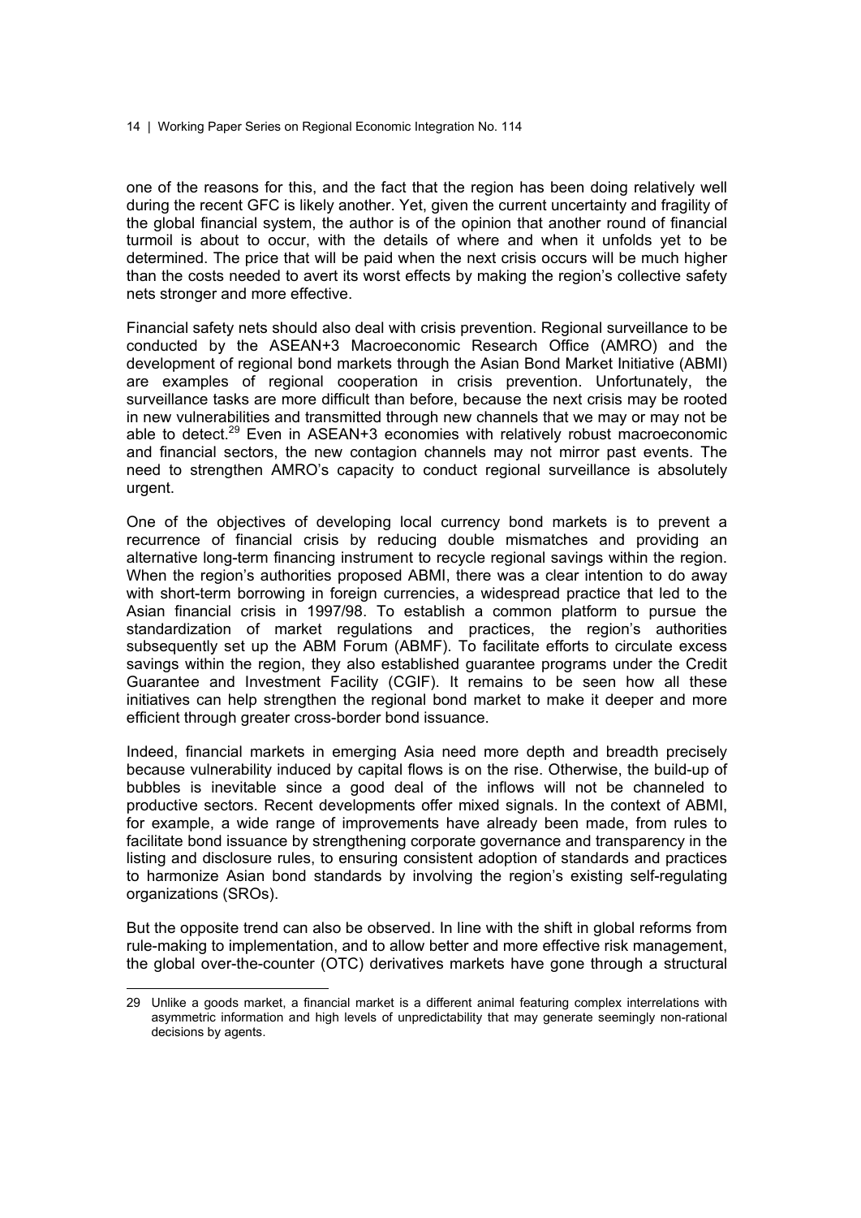one of the reasons for this, and the fact that the region has been doing relatively well during the recent GFC is likely another. Yet, given the current uncertainty and fragility of the global financial system, the author is of the opinion that another round of financial turmoil is about to occur, with the details of where and when it unfolds yet to be determined. The price that will be paid when the next crisis occurs will be much higher than the costs needed to avert its worst effects by making the region's collective safety nets stronger and more effective.

Financial safety nets should also deal with crisis prevention. Regional surveillance to be conducted by the ASEAN+3 Macroeconomic Research Office (AMRO) and the development of regional bond markets through the Asian Bond Market Initiative (ABMI) are examples of regional cooperation in crisis prevention. Unfortunately, the surveillance tasks are more difficult than before, because the next crisis may be rooted in new vulnerabilities and transmitted through new channels that we may or may not be able to detect.[29] Even in ASEAN+3 economies with relatively robust macroeconomic and financial sectors, the new contagion channels may not mirror past events. The need to strengthen AMRO's capacity to conduct regional surveillance is absolutely urgent.

One of the objectives of developing local currency bond markets is to prevent a recurrence of financial crisis by reducing double mismatches and providing an alternative long-term financing instrument to recycle regional savings within the region. When the region's authorities proposed ABMI, there was a clear intention to do away with short-term borrowing in foreign currencies, a widespread practice that led to the Asian financial crisis in 1997/98. To establish a common platform to pursue the standardization of market regulations and practices, the region's authorities subsequently set up the ABM Forum (ABMF). To facilitate efforts to circulate excess savings within the region, they also established guarantee programs under the Credit Guarantee and Investment Facility (CGIF). It remains to be seen how all these initiatives can help strengthen the regional bond market to make it deeper and more efficient through greater cross-border bond issuance.

Indeed, financial markets in emerging Asia need more depth and breadth precisely because vulnerability induced by capital flows is on the rise. Otherwise, the build-up of bubbles is inevitable since a good deal of the inflows will not be channeled to productive sectors. Recent developments offer mixed signals. In the context of ABMI, for example, a wide range of improvements have already been made, from rules to facilitate bond issuance by strengthening corporate governance and transparency in the listing and disclosure rules, to ensuring consistent adoption of standards and practices to harmonize Asian bond standards by involving the region's existing self-regulating organizations (SROs).

But the opposite trend can also be observed. In line with the shift in global reforms from rule-making to implementation, and to allow better and more effective risk management, the global over-the-counter (OTC) derivatives markets have gone through a structural

---

29 Unlike a goods market, a financial market is a different animal featuring complex interrelations with asymmetric information and high levels of unpredictability that may generate seemingly non-rational decisions by agents.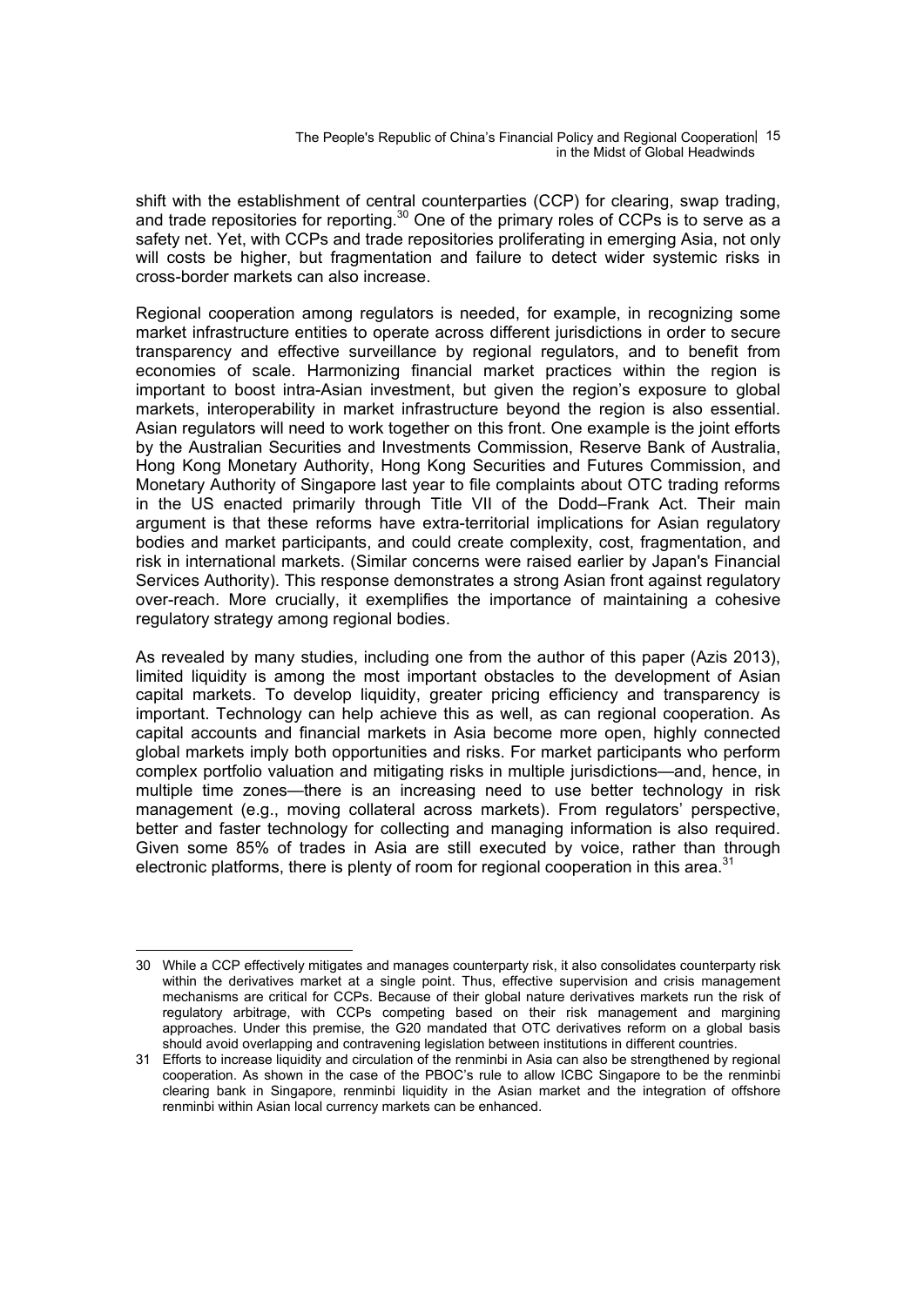shift with the establishment of central counterparties (CCP) for clearing, swap trading, and trade repositories for reporting.[30] One of the primary roles of CCPs is to serve as a safety net. Yet, with CCPs and trade repositories proliferating in emerging Asia, not only will costs be higher, but fragmentation and failure to detect wider systemic risks in cross-border markets can also increase.

Regional cooperation among regulators is needed, for example, in recognizing some market infrastructure entities to operate across different jurisdictions in order to secure transparency and effective surveillance by regional regulators, and to benefit from economies of scale. Harmonizing financial market practices within the region is important to boost intra-Asian investment, but given the region's exposure to global markets, interoperability in market infrastructure beyond the region is also essential. Asian regulators will need to work together on this front. One example is the joint efforts by the Australian Securities and Investments Commission, Reserve Bank of Australia, Hong Kong Monetary Authority, Hong Kong Securities and Futures Commission, and Monetary Authority of Singapore last year to file complaints about OTC trading reforms in the US enacted primarily through Title VII of the Dodd–Frank Act. Their main argument is that these reforms have extra-territorial implications for Asian regulatory bodies and market participants, and could create complexity, cost, fragmentation, and risk in international markets. (Similar concerns were raised earlier by Japan's Financial Services Authority). This response demonstrates a strong Asian front against regulatory over-reach. More crucially, it exemplifies the importance of maintaining a cohesive regulatory strategy among regional bodies.

As revealed by many studies, including one from the author of this paper (Azis 2013), limited liquidity is among the most important obstacles to the development of Asian capital markets. To develop liquidity, greater pricing efficiency and transparency is important. Technology can help achieve this as well, as can regional cooperation. As capital accounts and financial markets in Asia become more open, highly connected global markets imply both opportunities and risks. For market participants who perform complex portfolio valuation and mitigating risks in multiple jurisdictions—and, hence, in multiple time zones—there is an increasing need to use better technology in risk management (e.g., moving collateral across markets). From regulators' perspective, better and faster technology for collecting and managing information is also required. Given some 85% of trades in Asia are still executed by voice, rather than through electronic platforms, there is plenty of room for regional cooperation in this area.[31]

---

30 While a CCP effectively mitigates and manages counterparty risk, it also consolidates counterparty risk within the derivatives market at a single point. Thus, effective supervision and crisis management mechanisms are critical for CCPs. Because of their global nature derivatives markets run the risk of regulatory arbitrage, with CCPs competing based on their risk management and margining approaches. Under this premise, the G20 mandated that OTC derivatives reform on a global basis should avoid overlapping and contravening legislation between institutions in different countries.

31 Efforts to increase liquidity and circulation of the renminbi in Asia can also be strengthened by regional cooperation. As shown in the case of the PBOC's rule to allow ICBC Singapore to be the renminbi clearing bank in Singapore, renminbi liquidity in the Asian market and the integration of offshore renminbi within Asian local currency markets can be enhanced.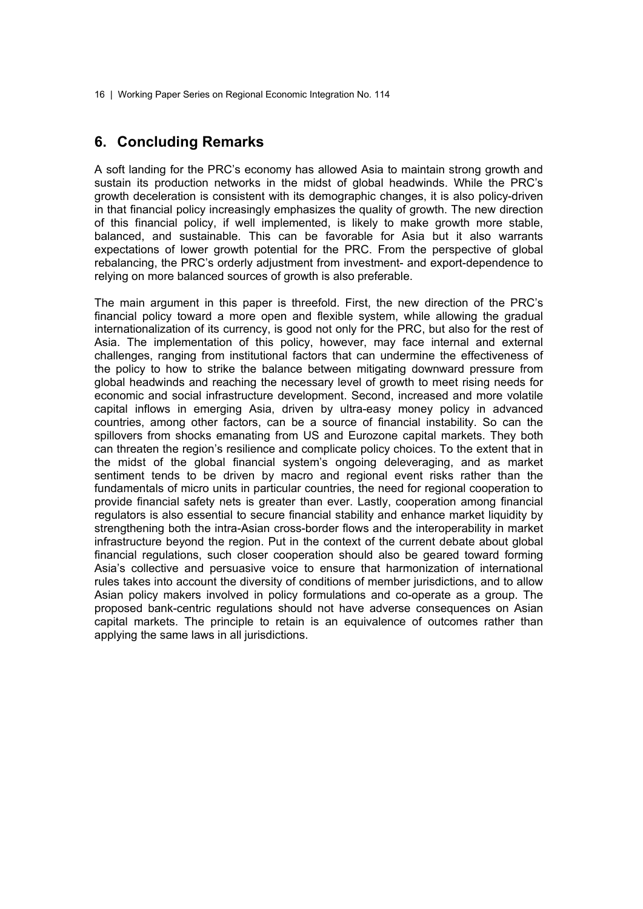## 6. Concluding Remarks

A soft landing for the PRC's economy has allowed Asia to maintain strong growth and sustain its production networks in the midst of global headwinds. While the PRC's growth deceleration is consistent with its demographic changes, it is also policy-driven in that financial policy increasingly emphasizes the quality of growth. The new direction of this financial policy, if well implemented, is likely to make growth more stable, balanced, and sustainable. This can be favorable for Asia but it also warrants expectations of lower growth potential for the PRC. From the perspective of global rebalancing, the PRC's orderly adjustment from investment- and export-dependence to relying on more balanced sources of growth is also preferable.

The main argument in this paper is threefold. First, the new direction of the PRC's financial policy toward a more open and flexible system, while allowing the gradual internationalization of its currency, is good not only for the PRC, but also for the rest of Asia. The implementation of this policy, however, may face internal and external challenges, ranging from institutional factors that can undermine the effectiveness of the policy to how to strike the balance between mitigating downward pressure from global headwinds and reaching the necessary level of growth to meet rising needs for economic and social infrastructure development. Second, increased and more volatile capital inflows in emerging Asia, driven by ultra-easy money policy in advanced countries, among other factors, can be a source of financial instability. So can the spillovers from shocks emanating from US and Eurozone capital markets. They both can threaten the region's resilience and complicate policy choices. To the extent that in the midst of the global financial system's ongoing deleveraging, and as market sentiment tends to be driven by macro and regional event risks rather than the fundamentals of micro units in particular countries, the need for regional cooperation to provide financial safety nets is greater than ever. Lastly, cooperation among financial regulators is also essential to secure financial stability and enhance market liquidity by strengthening both the intra-Asian cross-border flows and the interoperability in market infrastructure beyond the region. Put in the context of the current debate about global financial regulations, such closer cooperation should also be geared toward forming Asia's collective and persuasive voice to ensure that harmonization of international rules takes into account the diversity of conditions of member jurisdictions, and to allow Asian policy makers involved in policy formulations and co-operate as a group. The proposed bank-centric regulations should not have adverse consequences on Asian capital markets. The principle to retain is an equivalence of outcomes rather than applying the same laws in all jurisdictions.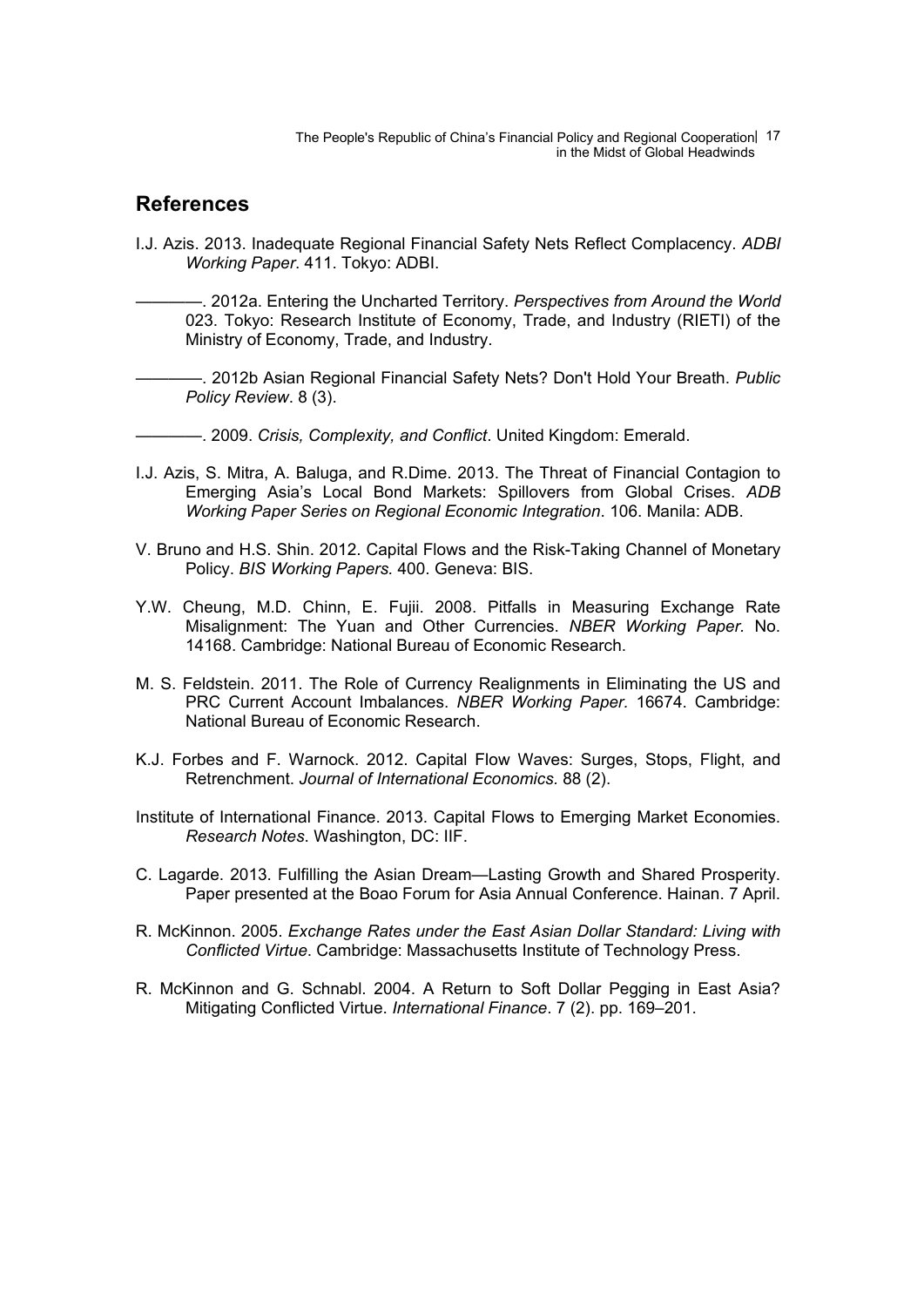## References

I.J. Azis. 2013. Inadequate Regional Financial Safety Nets Reflect Complacency. *ADBI Working Paper*. 411. Tokyo: ADBI.

————. 2012a. Entering the Uncharted Territory. *Perspectives from Around the World* 023. Tokyo: Research Institute of Economy, Trade, and Industry (RIETI) of the Ministry of Economy, Trade, and Industry.

————. 2012b Asian Regional Financial Safety Nets? Don't Hold Your Breath. *Public Policy Review*. 8 (3).

————. 2009. *Crisis, Complexity, and Conflict*. United Kingdom: Emerald.

I.J. Azis, S. Mitra, A. Baluga, and R.Dime. 2013. The Threat of Financial Contagion to Emerging Asia's Local Bond Markets: Spillovers from Global Crises. *ADB Working Paper Series on Regional Economic Integration*. 106. Manila: ADB.

V. Bruno and H.S. Shin. 2012. Capital Flows and the Risk-Taking Channel of Monetary Policy. *BIS Working Papers.* 400. Geneva: BIS.

Y.W. Cheung, M.D. Chinn, E. Fujii. 2008. Pitfalls in Measuring Exchange Rate Misalignment: The Yuan and Other Currencies. *NBER Working Paper*. No. 14168. Cambridge: National Bureau of Economic Research.

M. S. Feldstein. 2011. The Role of Currency Realignments in Eliminating the US and PRC Current Account Imbalances. *NBER Working Paper*. 16674. Cambridge: National Bureau of Economic Research.

K.J. Forbes and F. Warnock. 2012. Capital Flow Waves: Surges, Stops, Flight, and Retrenchment. *Journal of International Economics*. 88 (2).

Institute of International Finance. 2013. Capital Flows to Emerging Market Economies. *Research Notes*. Washington, DC: IIF.

C. Lagarde. 2013. Fulfilling the Asian Dream—Lasting Growth and Shared Prosperity. Paper presented at the Boao Forum for Asia Annual Conference. Hainan. 7 April.

R. McKinnon. 2005. *Exchange Rates under the East Asian Dollar Standard: Living with Conflicted Virtue*. Cambridge: Massachusetts Institute of Technology Press.

R. McKinnon and G. Schnabl. 2004. A Return to Soft Dollar Pegging in East Asia? Mitigating Conflicted Virtue. *International Finance*. 7 (2). pp. 169–201.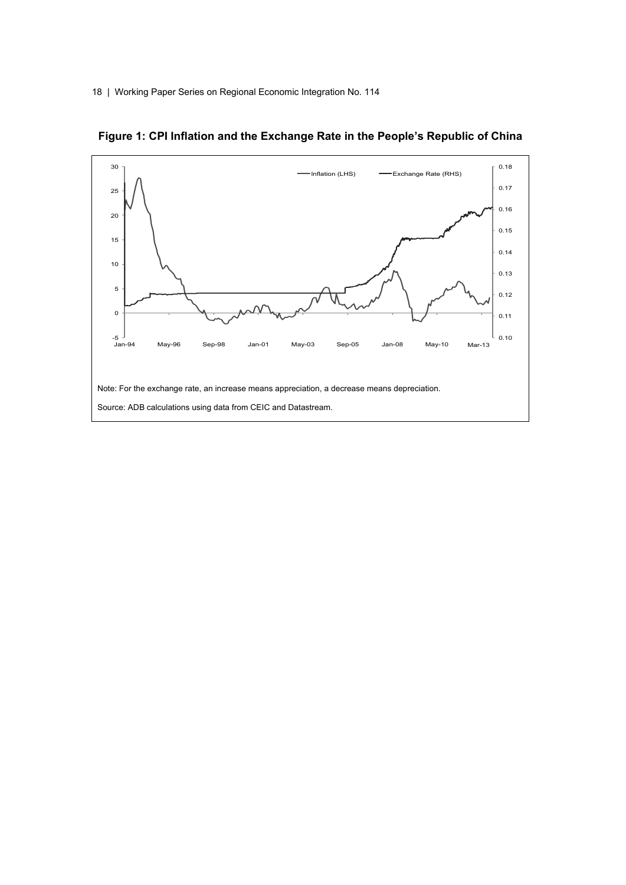**Figure 1: CPI Inflation and the Exchange Rate in the People's Republic of China**

Note: For the exchange rate, an increase means appreciation, a decrease means depreciation.

Source: ADB calculations using data from CEIC and Datastream.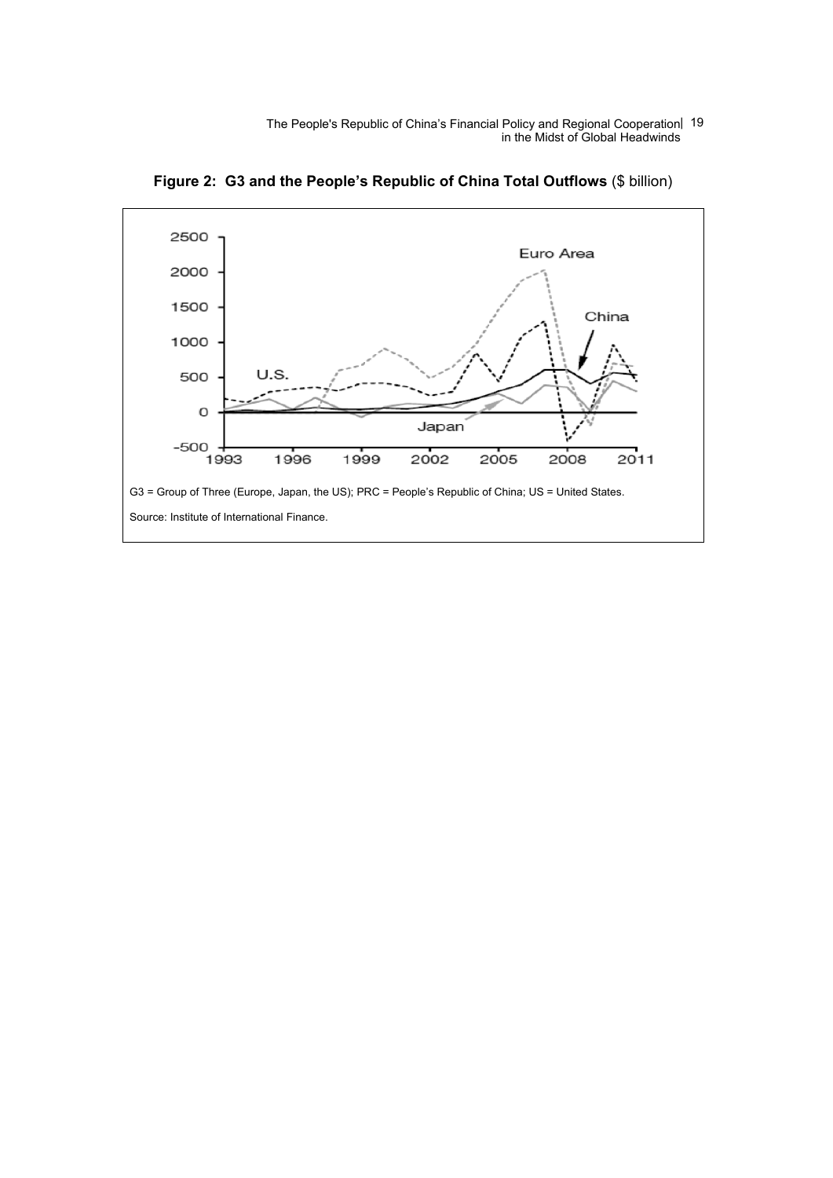**Figure 2: G3 and the People's Republic of China Total Outflows** ($ billion)

G3 = Group of Three (Europe, Japan, the US); PRC = People's Republic of China; US = United States.

Source: Institute of International Finance.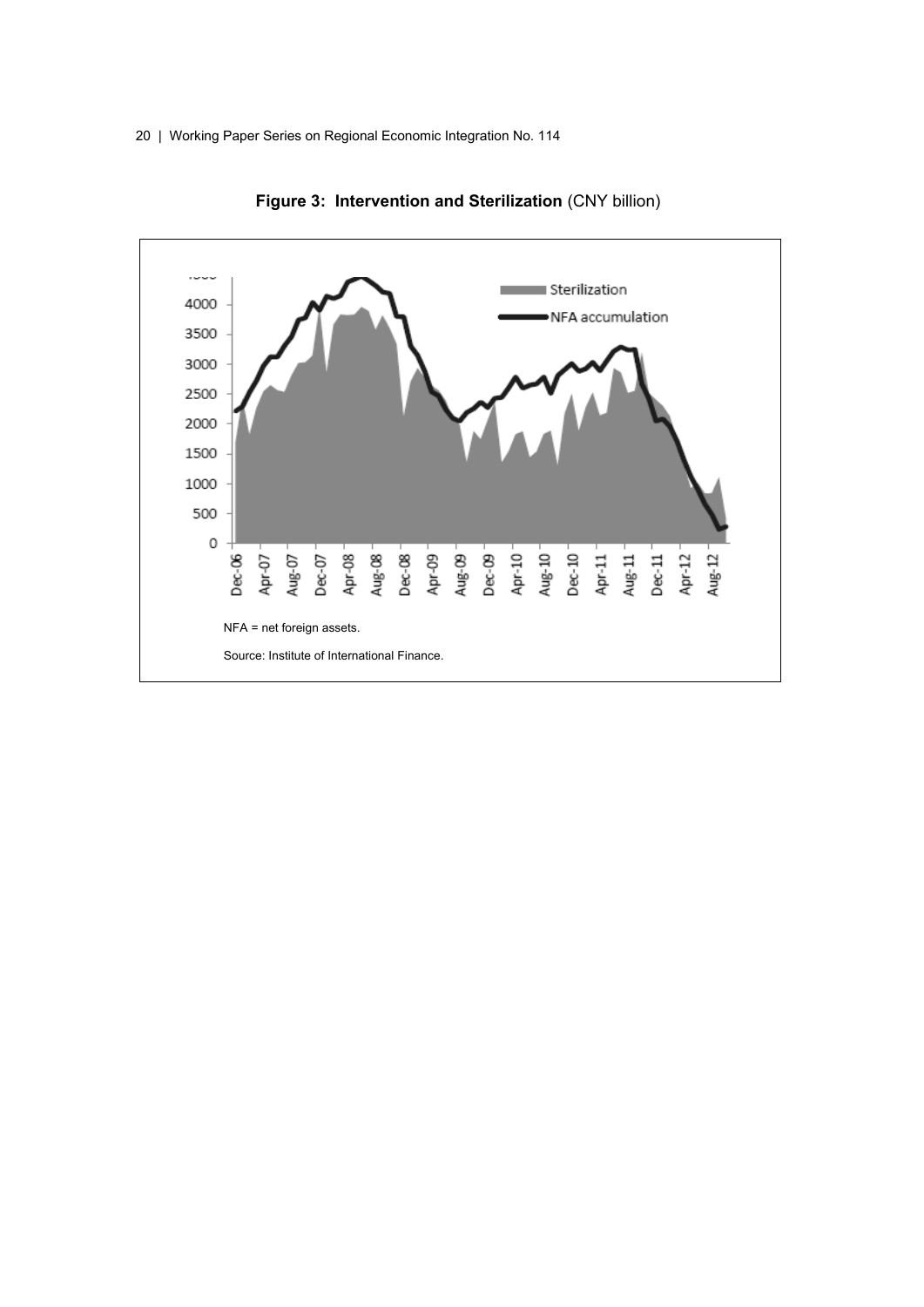**Figure 3: Intervention and Sterilization** (CNY billion)

NFA = net foreign assets.

Source: Institute of International Finance.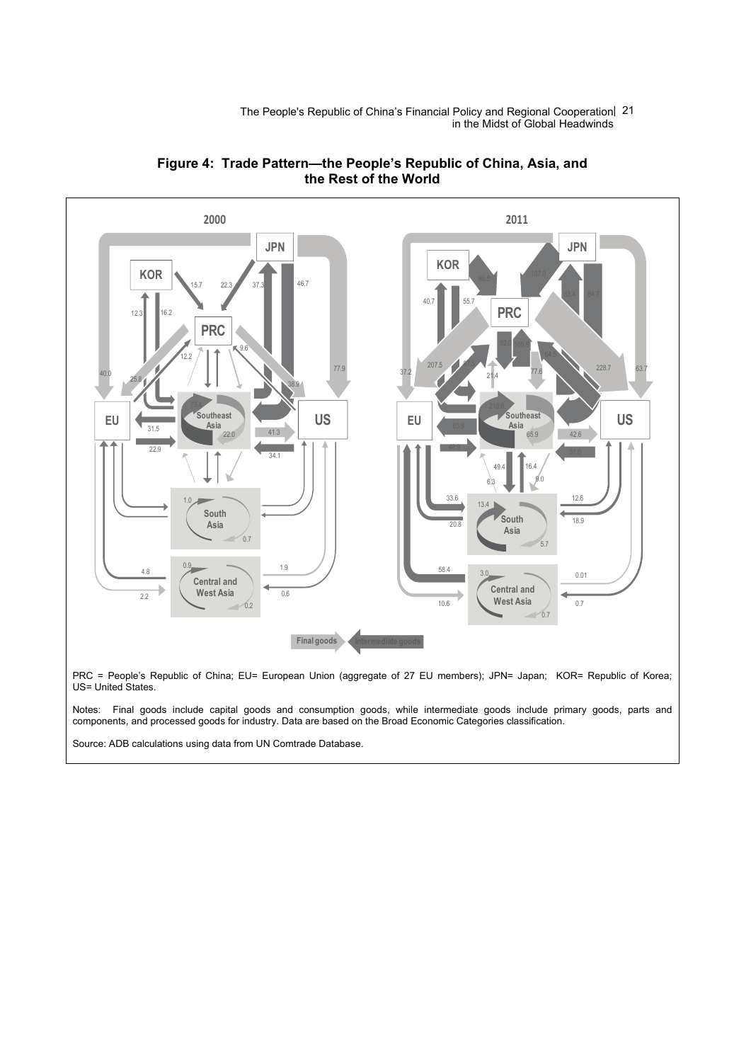**Figure 4: Trade Pattern—the People's Republic of China, Asia, and the Rest of the World**

PRC = People's Republic of China; EU= European Union (aggregate of 27 EU members); JPN= Japan; KOR= Republic of Korea; US= United States.

Notes: Final goods include capital goods and consumption goods, while intermediate goods include primary goods, parts and components, and processed goods for industry. Data are based on the Broad Economic Categories classification.

Source: ADB calculations using data from UN Comtrade Database.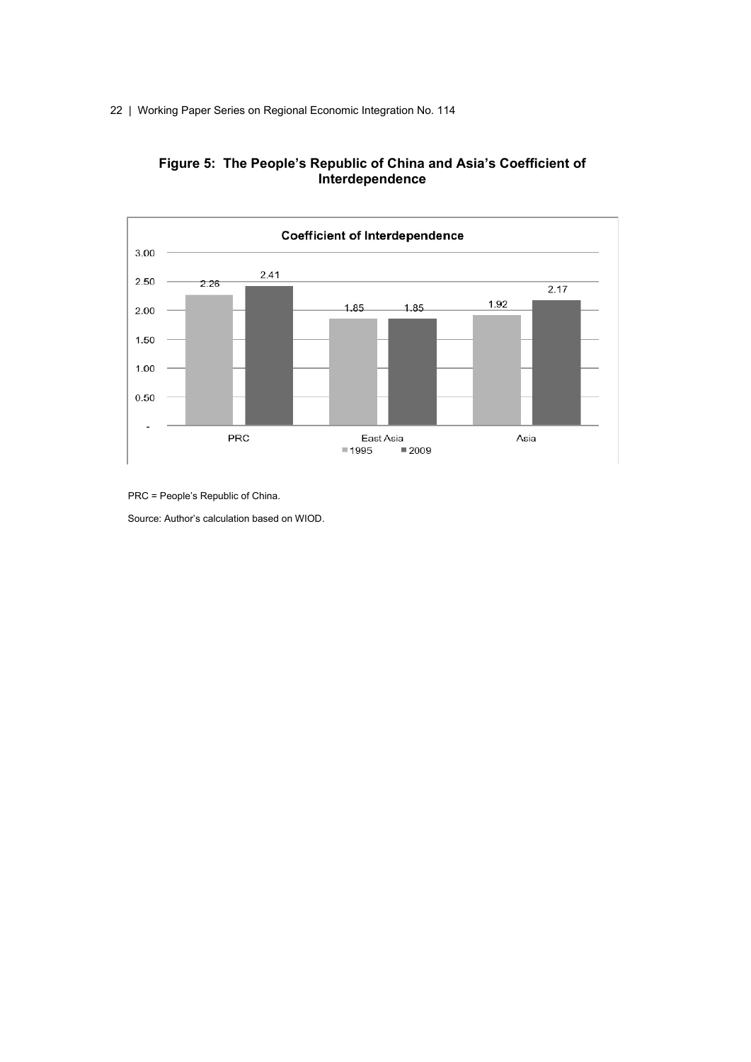**Figure 5: The People's Republic of China and Asia's Coefficient of Interdependence**

| Coefficient of Interdependence | 1995 | 2009 |
|---|---|---|
| PRC | 2.26 | 2.41 |
| East Asia | 1.85 | 1.85 |
| Asia | 1.92 | 2.17 |

PRC = People's Republic of China.

Source: Author's calculation based on WIOD.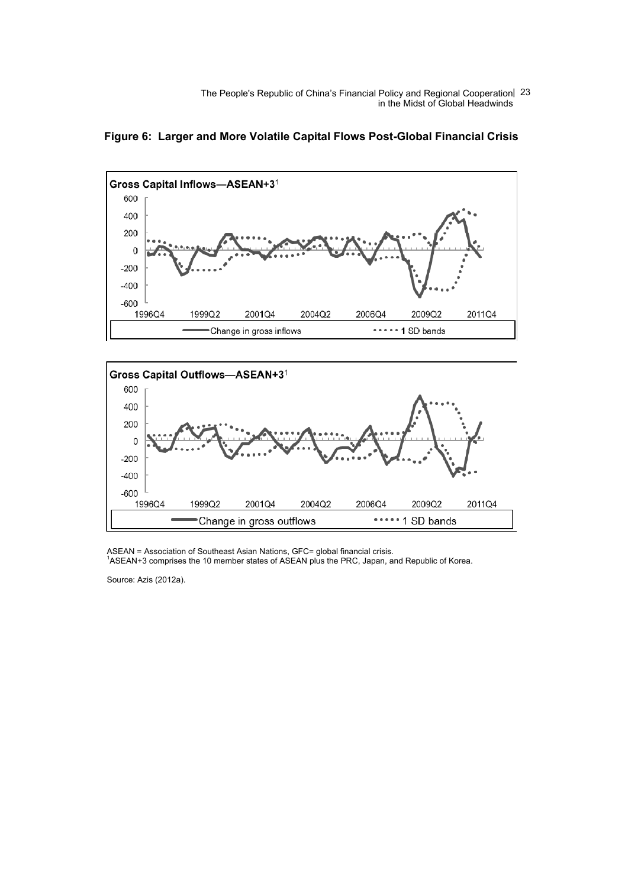**Figure 6: Larger and More Volatile Capital Flows Post-Global Financial Crisis**

ASEAN = Association of Southeast Asian Nations, GFC= global financial crisis.
[1]ASEAN+3 comprises the 10 member states of ASEAN plus the PRC, Japan, and Republic of Korea.

Source: Azis (2012a).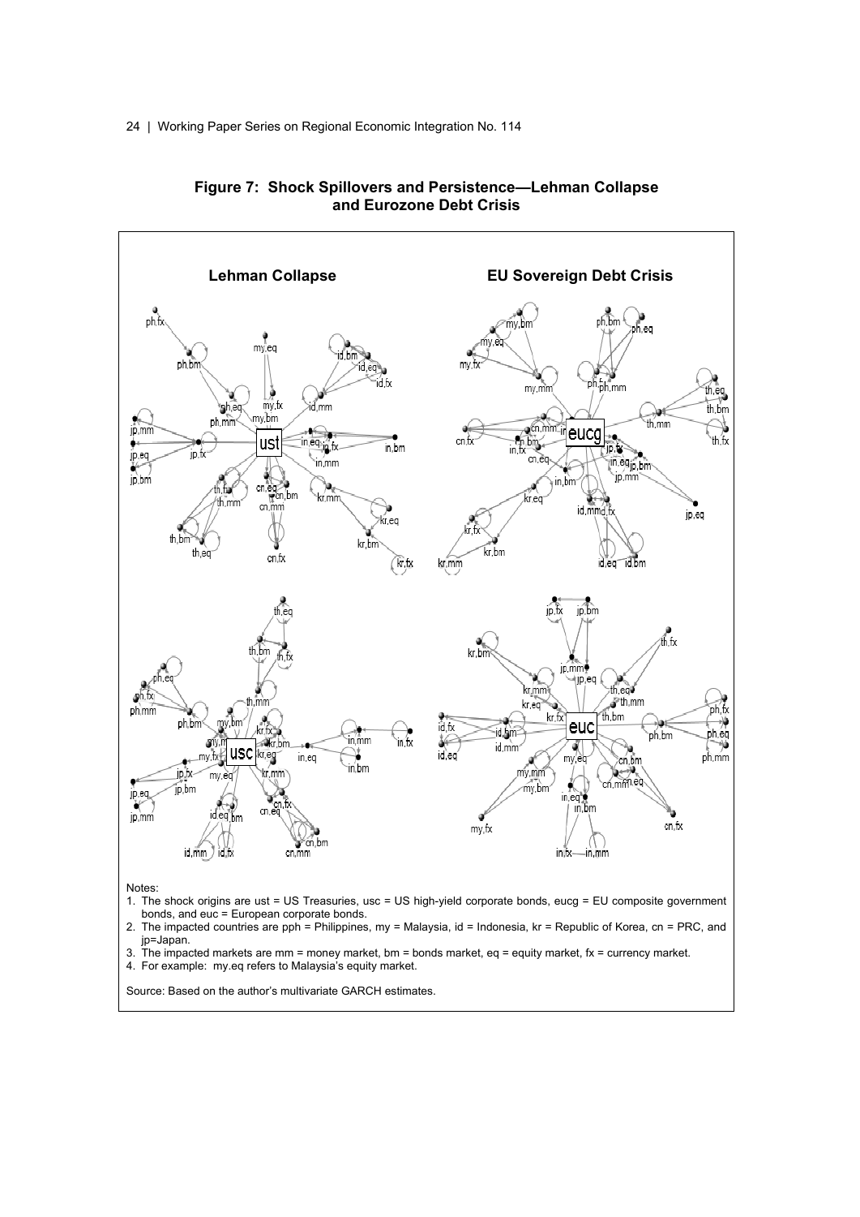**Figure 7: Shock Spillovers and Persistence—Lehman Collapse and Eurozone Debt Crisis**

Notes:

1. The shock origins are ust = US Treasuries, usc = US high-yield corporate bonds, eucg = EU composite government bonds, and euc = European corporate bonds.
2. The impacted countries are pph = Philippines, my = Malaysia, id = Indonesia, kr = Republic of Korea, cn = PRC, and jp=Japan.
3. The impacted markets are mm = money market, bm = bonds market, eq = equity market, fx = currency market.
4. For example: my.eq refers to Malaysia's equity market.

Source: Based on the author's multivariate GARCH estimates.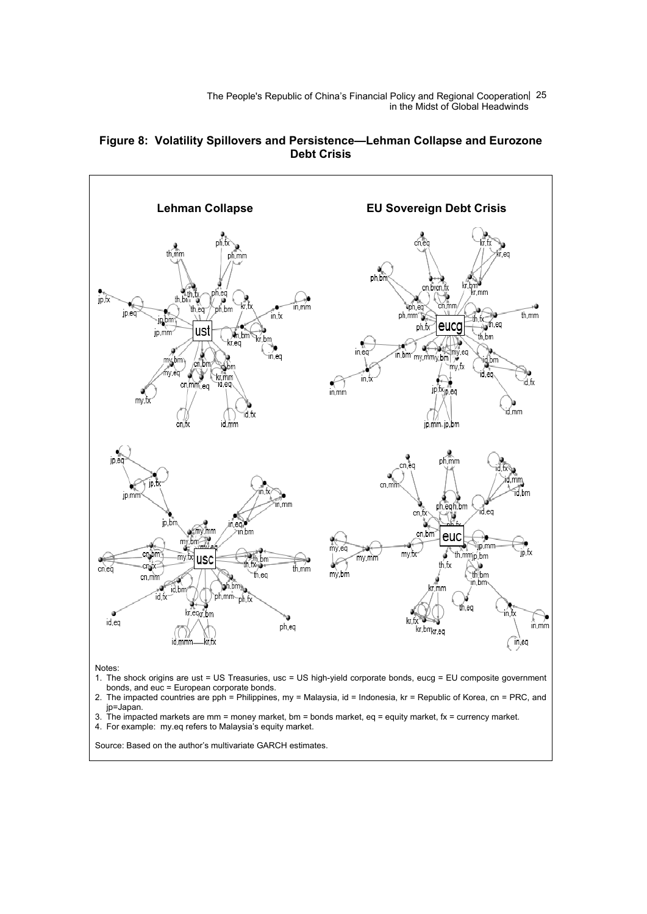**Figure 8: Volatility Spillovers and Persistence—Lehman Collapse and Eurozone Debt Crisis**

Notes:

1. The shock origins are ust = US Treasuries, usc = US high-yield corporate bonds, eucg = EU composite government bonds, and euc = European corporate bonds.
2. The impacted countries are pph = Philippines, my = Malaysia, id = Indonesia, kr = Republic of Korea, cn = PRC, and jp=Japan.
3. The impacted markets are mm = money market, bm = bonds market, eq = equity market, fx = currency market.
4. For example: my.eq refers to Malaysia's equity market.

Source: Based on the author's multivariate GARCH estimates.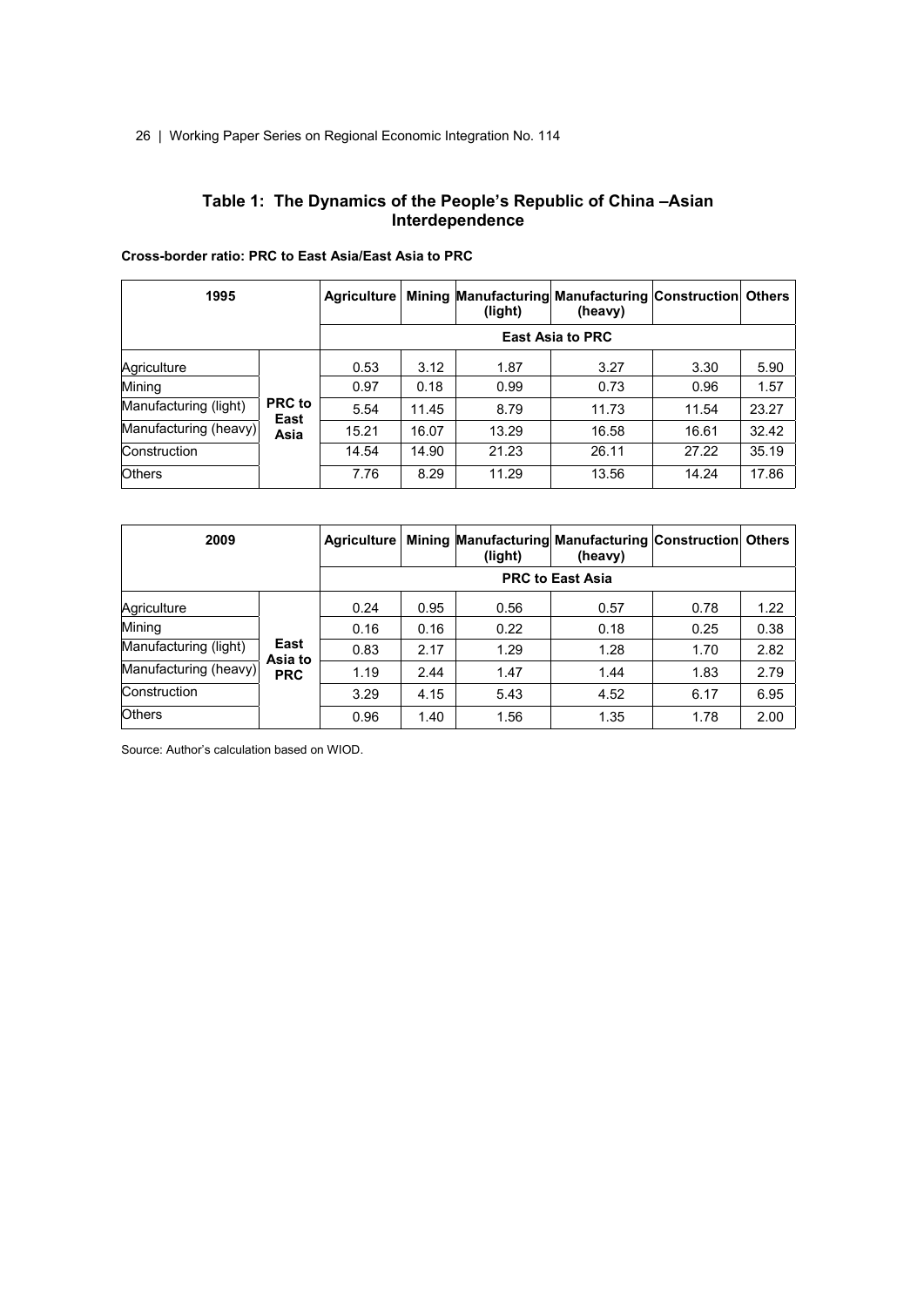## Table 1: The Dynamics of the People's Republic of China –Asian Interdependence

**Cross-border ratio: PRC to East Asia/East Asia to PRC**

| 1995 | | Agriculture | Mining | Manufacturing (light) | Manufacturing (heavy) | Construction | Others |
|---|---|---|---|---|---|---|---|
| | | East Asia to PRC | | | | | |
| Agriculture | PRC to East Asia | 0.53 | 3.12 | 1.87 | 3.27 | 3.30 | 5.90 |
| Mining | | 0.97 | 0.18 | 0.99 | 0.73 | 0.96 | 1.57 |
| Manufacturing (light) | | 5.54 | 11.45 | 8.79 | 11.73 | 11.54 | 23.27 |
| Manufacturing (heavy) | | 15.21 | 16.07 | 13.29 | 16.58 | 16.61 | 32.42 |
| Construction | | 14.54 | 14.90 | 21.23 | 26.11 | 27.22 | 35.19 |
| Others | | 7.76 | 8.29 | 11.29 | 13.56 | 14.24 | 17.86 |

| 2009 | | Agriculture | Mining | Manufacturing (light) | Manufacturing (heavy) | Construction | Others |
|---|---|---|---|---|---|---|---|
| | | PRC to East Asia | | | | | |
| Agriculture | East Asia to PRC | 0.24 | 0.95 | 0.56 | 0.57 | 0.78 | 1.22 |
| Mining | | 0.16 | 0.16 | 0.22 | 0.18 | 0.25 | 0.38 |
| Manufacturing (light) | | 0.83 | 2.17 | 1.29 | 1.28 | 1.70 | 2.82 |
| Manufacturing (heavy) | | 1.19 | 2.44 | 1.47 | 1.44 | 1.83 | 2.79 |
| Construction | | 3.29 | 4.15 | 5.43 | 4.52 | 6.17 | 6.95 |
| Others | | 0.96 | 1.40 | 1.56 | 1.35 | 1.78 | 2.00 |

Source: Author's calculation based on WIOD.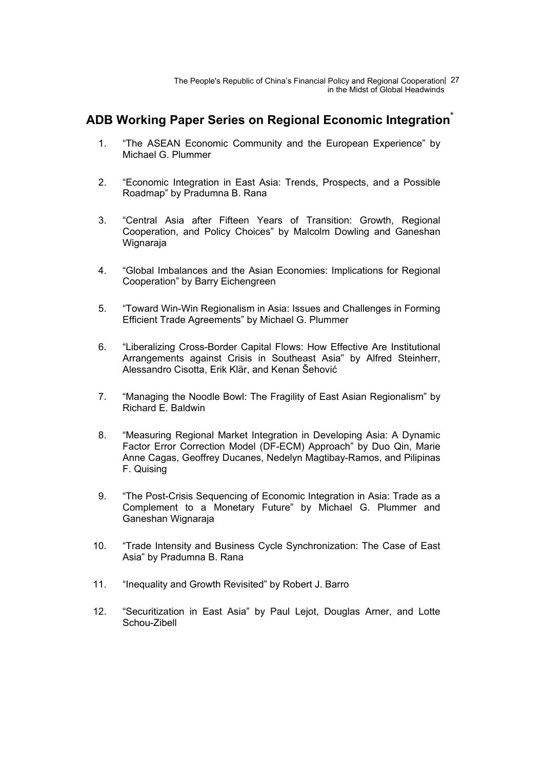## ADB Working Paper Series on Regional Economic Integration*

1. "The ASEAN Economic Community and the European Experience" by Michael G. Plummer

2. "Economic Integration in East Asia: Trends, Prospects, and a Possible Roadmap" by Pradumna B. Rana

3. "Central Asia after Fifteen Years of Transition: Growth, Regional Cooperation, and Policy Choices" by Malcolm Dowling and Ganeshan Wignaraja

4. "Global Imbalances and the Asian Economies: Implications for Regional Cooperation" by Barry Eichengreen

5. "Toward Win-Win Regionalism in Asia: Issues and Challenges in Forming Efficient Trade Agreements" by Michael G. Plummer

6. "Liberalizing Cross-Border Capital Flows: How Effective Are Institutional Arrangements against Crisis in Southeast Asia" by Alfred Steinherr, Alessandro Cisotta, Erik Klär, and Kenan Šehović

7. "Managing the Noodle Bowl: The Fragility of East Asian Regionalism" by Richard E. Baldwin

8. "Measuring Regional Market Integration in Developing Asia: A Dynamic Factor Error Correction Model (DF-ECM) Approach" by Duo Qin, Marie Anne Cagas, Geoffrey Ducanes, Nedelyn Magtibay-Ramos, and Pilipinas F. Quising

9. "The Post-Crisis Sequencing of Economic Integration in Asia: Trade as a Complement to a Monetary Future" by Michael G. Plummer and Ganeshan Wignaraja

10. "Trade Intensity and Business Cycle Synchronization: The Case of East Asia" by Pradumna B. Rana

11. "Inequality and Growth Revisited" by Robert J. Barro

12. "Securitization in East Asia" by Paul Lejot, Douglas Arner, and Lotte Schou-Zibell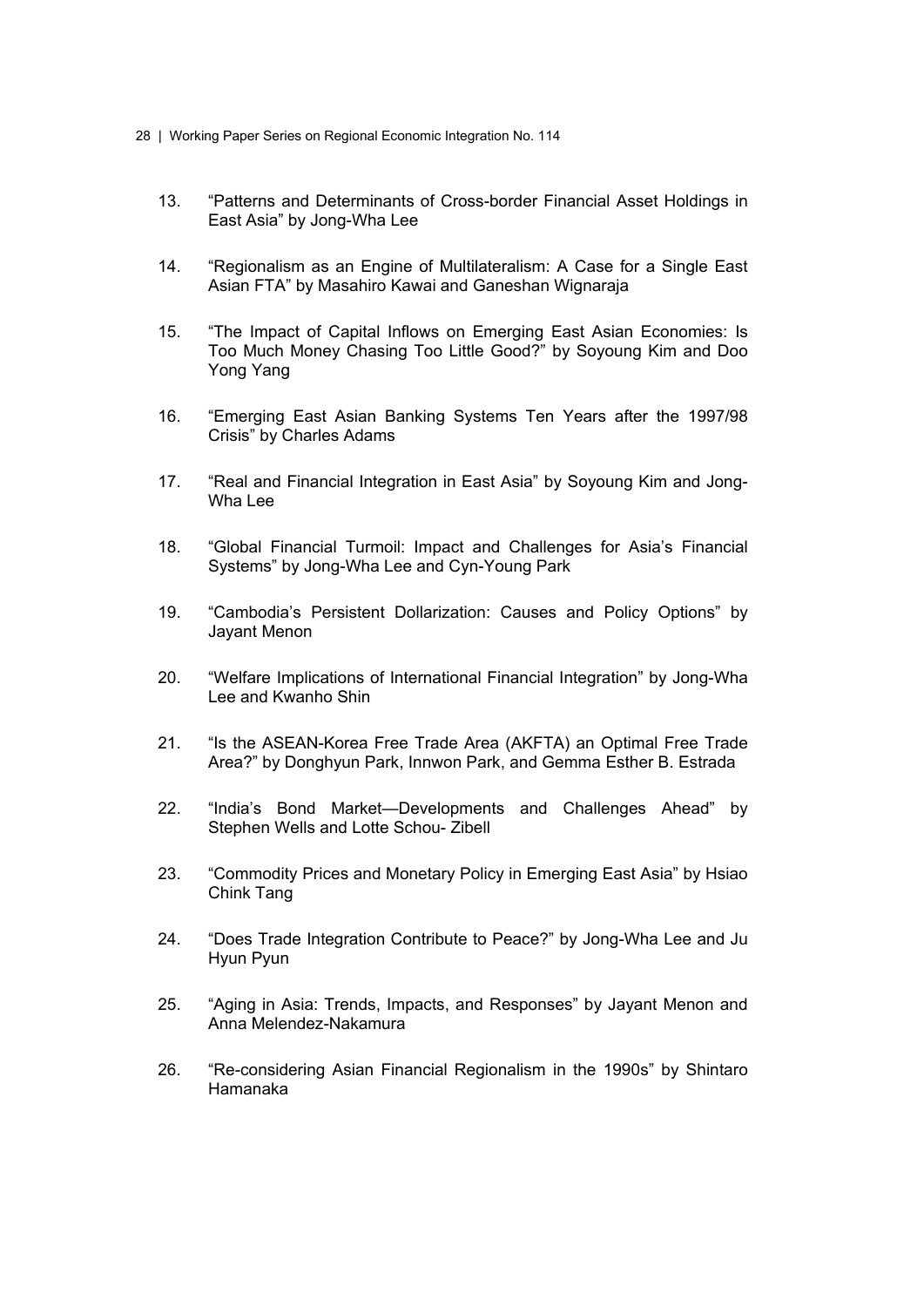13. “Patterns and Determinants of Cross-border Financial Asset Holdings in East Asia” by Jong-Wha Lee

14. “Regionalism as an Engine of Multilateralism: A Case for a Single East Asian FTA” by Masahiro Kawai and Ganeshan Wignaraja

15. “The Impact of Capital Inflows on Emerging East Asian Economies: Is Too Much Money Chasing Too Little Good?” by Soyoung Kim and Doo Yong Yang

16. “Emerging East Asian Banking Systems Ten Years after the 1997/98 Crisis” by Charles Adams

17. “Real and Financial Integration in East Asia” by Soyoung Kim and Jong-Wha Lee

18. “Global Financial Turmoil: Impact and Challenges for Asia’s Financial Systems” by Jong-Wha Lee and Cyn-Young Park

19. “Cambodia’s Persistent Dollarization: Causes and Policy Options” by Jayant Menon

20. “Welfare Implications of International Financial Integration” by Jong-Wha Lee and Kwanho Shin

21. “Is the ASEAN-Korea Free Trade Area (AKFTA) an Optimal Free Trade Area?” by Donghyun Park, Innwon Park, and Gemma Esther B. Estrada

22. “India’s Bond Market—Developments and Challenges Ahead” by Stephen Wells and Lotte Schou- Zibell

23. “Commodity Prices and Monetary Policy in Emerging East Asia” by Hsiao Chink Tang

24. “Does Trade Integration Contribute to Peace?” by Jong-Wha Lee and Ju Hyun Pyun

25. “Aging in Asia: Trends, Impacts, and Responses” by Jayant Menon and Anna Melendez-Nakamura

26. “Re-considering Asian Financial Regionalism in the 1990s” by Shintaro Hamanaka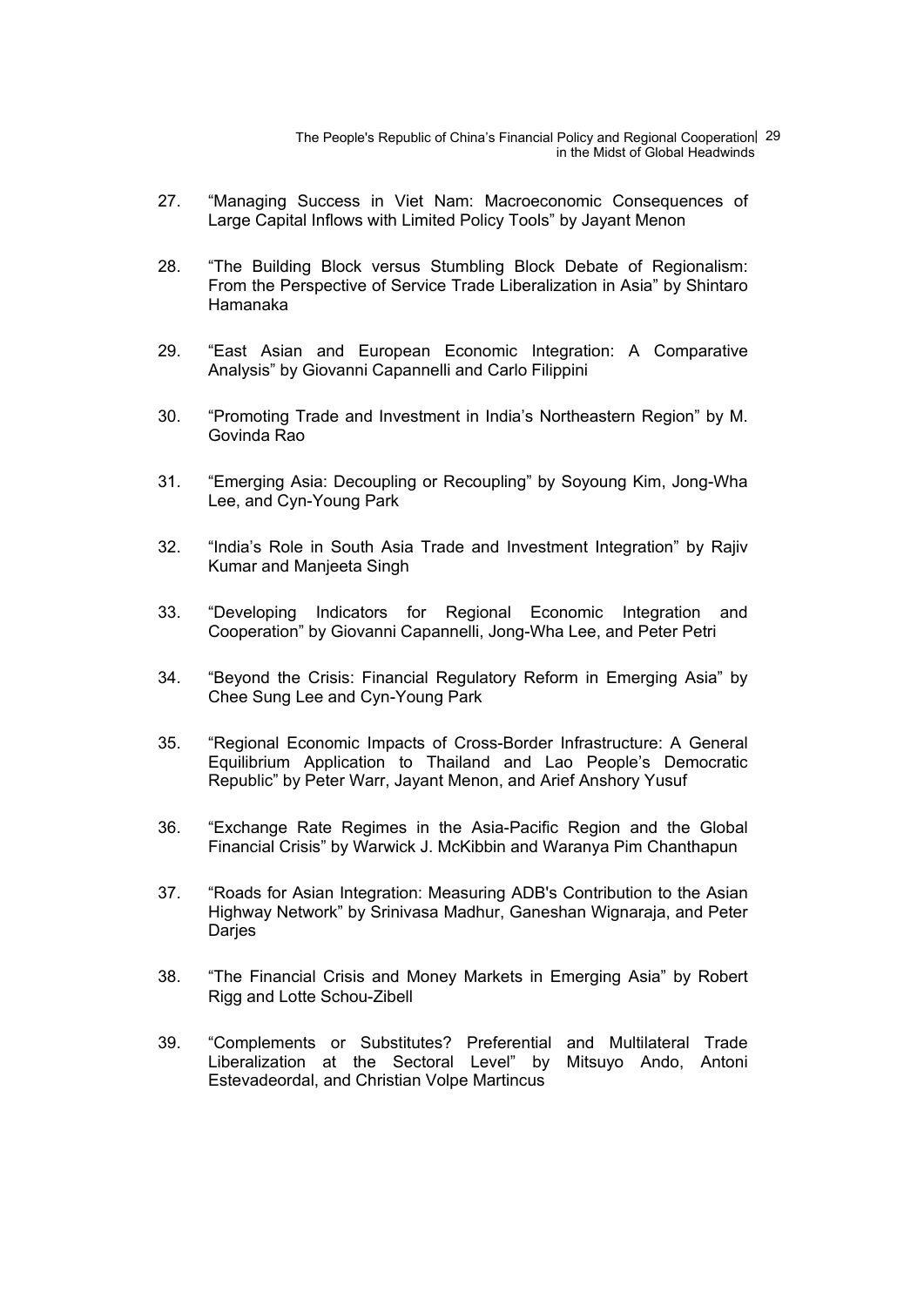27. “Managing Success in Viet Nam: Macroeconomic Consequences of Large Capital Inflows with Limited Policy Tools” by Jayant Menon

28. “The Building Block versus Stumbling Block Debate of Regionalism: From the Perspective of Service Trade Liberalization in Asia” by Shintaro Hamanaka

29. “East Asian and European Economic Integration: A Comparative Analysis” by Giovanni Capannelli and Carlo Filippini

30. “Promoting Trade and Investment in India’s Northeastern Region” by M. Govinda Rao

31. “Emerging Asia: Decoupling or Recoupling” by Soyoung Kim, Jong-Wha Lee, and Cyn-Young Park

32. “India’s Role in South Asia Trade and Investment Integration” by Rajiv Kumar and Manjeeta Singh

33. “Developing Indicators for Regional Economic Integration and Cooperation” by Giovanni Capannelli, Jong-Wha Lee, and Peter Petri

34. “Beyond the Crisis: Financial Regulatory Reform in Emerging Asia” by Chee Sung Lee and Cyn-Young Park

35. “Regional Economic Impacts of Cross-Border Infrastructure: A General Equilibrium Application to Thailand and Lao People’s Democratic Republic” by Peter Warr, Jayant Menon, and Arief Anshory Yusuf

36. “Exchange Rate Regimes in the Asia-Pacific Region and the Global Financial Crisis” by Warwick J. McKibbin and Waranya Pim Chanthapun

37. “Roads for Asian Integration: Measuring ADB's Contribution to the Asian Highway Network” by Srinivasa Madhur, Ganeshan Wignaraja, and Peter Darjes

38. “The Financial Crisis and Money Markets in Emerging Asia” by Robert Rigg and Lotte Schou-Zibell

39. “Complements or Substitutes? Preferential and Multilateral Trade Liberalization at the Sectoral Level” by Mitsuyo Ando, Antoni Estevadeordal, and Christian Volpe Martincus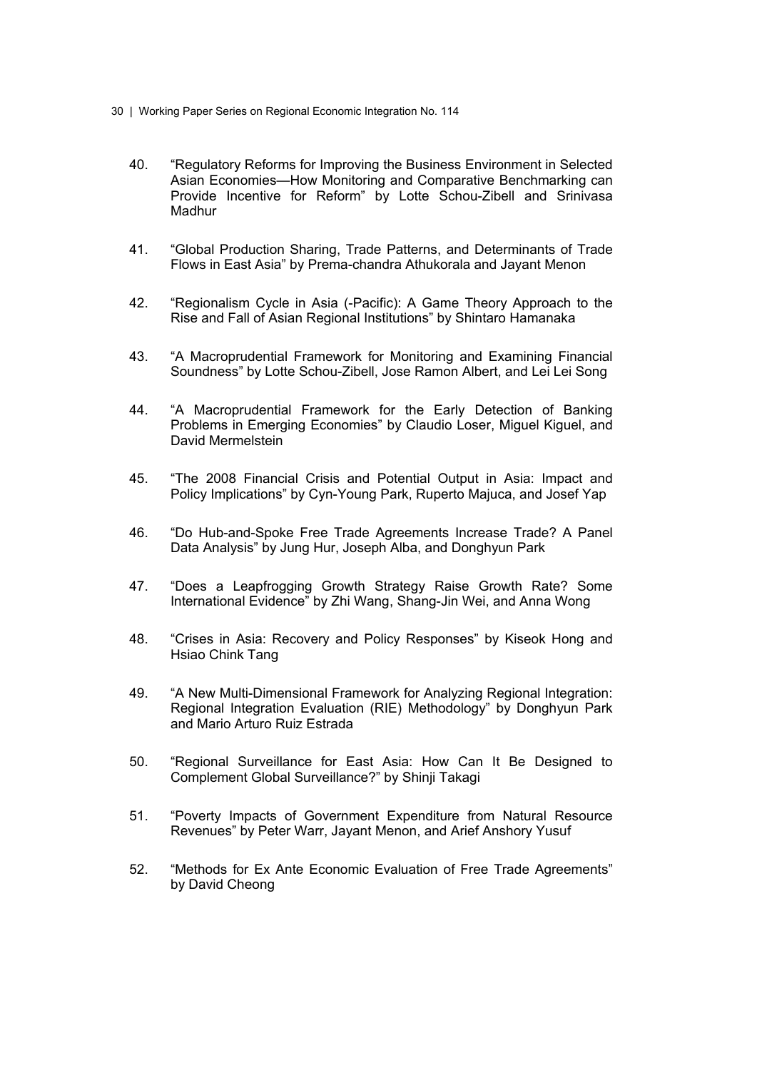40. "Regulatory Reforms for Improving the Business Environment in Selected Asian Economies—How Monitoring and Comparative Benchmarking can Provide Incentive for Reform" by Lotte Schou-Zibell and Srinivasa Madhur

41. "Global Production Sharing, Trade Patterns, and Determinants of Trade Flows in East Asia" by Prema-chandra Athukorala and Jayant Menon

42. "Regionalism Cycle in Asia (-Pacific): A Game Theory Approach to the Rise and Fall of Asian Regional Institutions" by Shintaro Hamanaka

43. "A Macroprudential Framework for Monitoring and Examining Financial Soundness" by Lotte Schou-Zibell, Jose Ramon Albert, and Lei Lei Song

44. "A Macroprudential Framework for the Early Detection of Banking Problems in Emerging Economies" by Claudio Loser, Miguel Kiguel, and David Mermelstein

45. "The 2008 Financial Crisis and Potential Output in Asia: Impact and Policy Implications" by Cyn-Young Park, Ruperto Majuca, and Josef Yap

46. "Do Hub-and-Spoke Free Trade Agreements Increase Trade? A Panel Data Analysis" by Jung Hur, Joseph Alba, and Donghyun Park

47. "Does a Leapfrogging Growth Strategy Raise Growth Rate? Some International Evidence" by Zhi Wang, Shang-Jin Wei, and Anna Wong

48. "Crises in Asia: Recovery and Policy Responses" by Kiseok Hong and Hsiao Chink Tang

49. "A New Multi-Dimensional Framework for Analyzing Regional Integration: Regional Integration Evaluation (RIE) Methodology" by Donghyun Park and Mario Arturo Ruiz Estrada

50. "Regional Surveillance for East Asia: How Can It Be Designed to Complement Global Surveillance?" by Shinji Takagi

51. "Poverty Impacts of Government Expenditure from Natural Resource Revenues" by Peter Warr, Jayant Menon, and Arief Anshory Yusuf

52. "Methods for Ex Ante Economic Evaluation of Free Trade Agreements" by David Cheong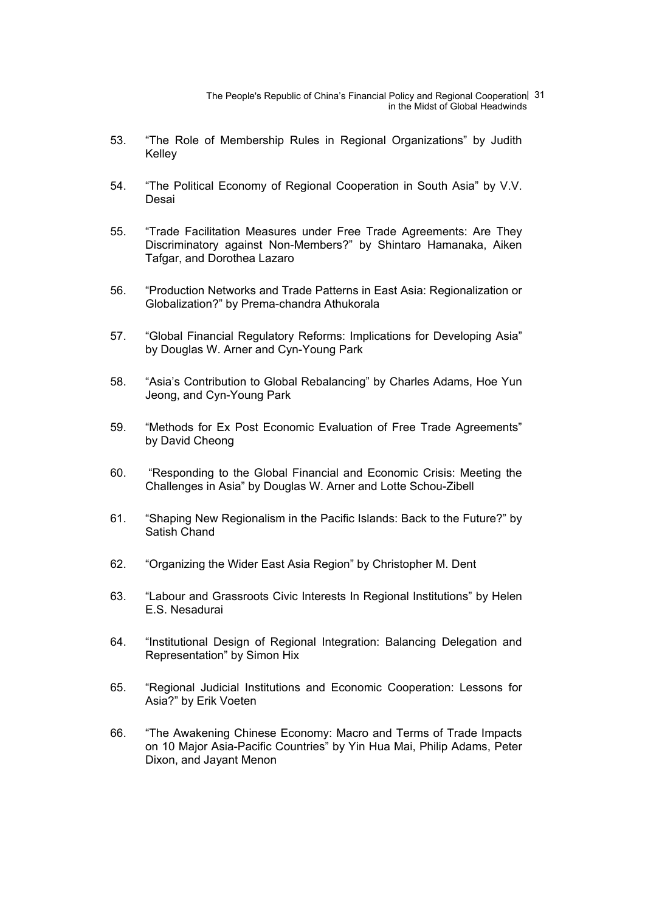53. “The Role of Membership Rules in Regional Organizations” by Judith Kelley

54. “The Political Economy of Regional Cooperation in South Asia” by V.V. Desai

55. “Trade Facilitation Measures under Free Trade Agreements: Are They Discriminatory against Non-Members?” by Shintaro Hamanaka, Aiken Tafgar, and Dorothea Lazaro

56. “Production Networks and Trade Patterns in East Asia: Regionalization or Globalization?” by Prema-chandra Athukorala

57. “Global Financial Regulatory Reforms: Implications for Developing Asia” by Douglas W. Arner and Cyn-Young Park

58. “Asia’s Contribution to Global Rebalancing” by Charles Adams, Hoe Yun Jeong, and Cyn-Young Park

59. “Methods for Ex Post Economic Evaluation of Free Trade Agreements” by David Cheong

60. “Responding to the Global Financial and Economic Crisis: Meeting the Challenges in Asia” by Douglas W. Arner and Lotte Schou-Zibell

61. “Shaping New Regionalism in the Pacific Islands: Back to the Future?” by Satish Chand

62. “Organizing the Wider East Asia Region” by Christopher M. Dent

63. “Labour and Grassroots Civic Interests In Regional Institutions” by Helen E.S. Nesadurai

64. “Institutional Design of Regional Integration: Balancing Delegation and Representation” by Simon Hix

65. “Regional Judicial Institutions and Economic Cooperation: Lessons for Asia?” by Erik Voeten

66. “The Awakening Chinese Economy: Macro and Terms of Trade Impacts on 10 Major Asia-Pacific Countries” by Yin Hua Mai, Philip Adams, Peter Dixon, and Jayant Menon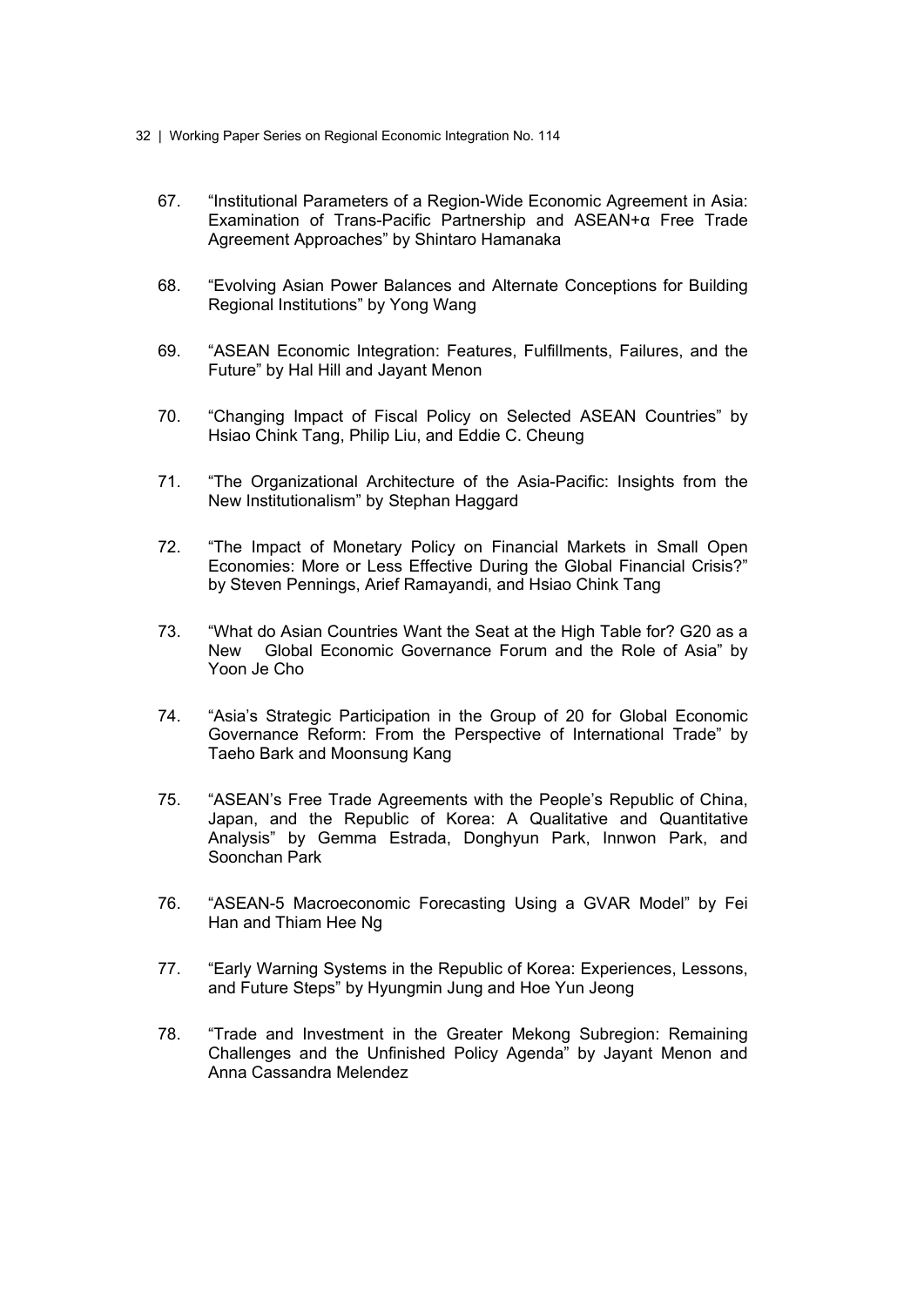67. “Institutional Parameters of a Region-Wide Economic Agreement in Asia: Examination of Trans-Pacific Partnership and ASEAN+α Free Trade Agreement Approaches” by Shintaro Hamanaka

68. “Evolving Asian Power Balances and Alternate Conceptions for Building Regional Institutions” by Yong Wang

69. “ASEAN Economic Integration: Features, Fulfillments, Failures, and the Future” by Hal Hill and Jayant Menon

70. “Changing Impact of Fiscal Policy on Selected ASEAN Countries” by Hsiao Chink Tang, Philip Liu, and Eddie C. Cheung

71. “The Organizational Architecture of the Asia-Pacific: Insights from the New Institutionalism” by Stephan Haggard

72. “The Impact of Monetary Policy on Financial Markets in Small Open Economies: More or Less Effective During the Global Financial Crisis?” by Steven Pennings, Arief Ramayandi, and Hsiao Chink Tang

73. “What do Asian Countries Want the Seat at the High Table for? G20 as a New Global Economic Governance Forum and the Role of Asia” by Yoon Je Cho

74. “Asia’s Strategic Participation in the Group of 20 for Global Economic Governance Reform: From the Perspective of International Trade” by Taeho Bark and Moonsung Kang

75. “ASEAN’s Free Trade Agreements with the People’s Republic of China, Japan, and the Republic of Korea: A Qualitative and Quantitative Analysis” by Gemma Estrada, Donghyun Park, Innwon Park, and Soonchan Park

76. “ASEAN-5 Macroeconomic Forecasting Using a GVAR Model” by Fei Han and Thiam Hee Ng

77. “Early Warning Systems in the Republic of Korea: Experiences, Lessons, and Future Steps” by Hyungmin Jung and Hoe Yun Jeong

78. “Trade and Investment in the Greater Mekong Subregion: Remaining Challenges and the Unfinished Policy Agenda” by Jayant Menon and Anna Cassandra Melendez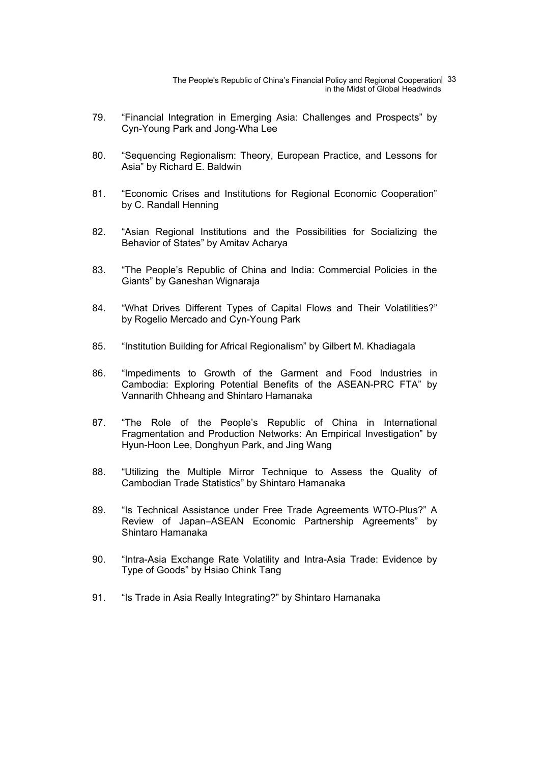79. “Financial Integration in Emerging Asia: Challenges and Prospects” by Cyn-Young Park and Jong-Wha Lee

80. “Sequencing Regionalism: Theory, European Practice, and Lessons for Asia” by Richard E. Baldwin

81. “Economic Crises and Institutions for Regional Economic Cooperation” by C. Randall Henning

82. “Asian Regional Institutions and the Possibilities for Socializing the Behavior of States” by Amitav Acharya

83. “The People’s Republic of China and India: Commercial Policies in the Giants” by Ganeshan Wignaraja

84. “What Drives Different Types of Capital Flows and Their Volatilities?” by Rogelio Mercado and Cyn-Young Park

85. “Institution Building for Africal Regionalism” by Gilbert M. Khadiagala

86. “Impediments to Growth of the Garment and Food Industries in Cambodia: Exploring Potential Benefits of the ASEAN-PRC FTA” by Vannarith Chheang and Shintaro Hamanaka

87. “The Role of the People’s Republic of China in International Fragmentation and Production Networks: An Empirical Investigation” by Hyun-Hoon Lee, Donghyun Park, and Jing Wang

88. “Utilizing the Multiple Mirror Technique to Assess the Quality of Cambodian Trade Statistics” by Shintaro Hamanaka

89. “Is Technical Assistance under Free Trade Agreements WTO-Plus?” A Review of Japan–ASEAN Economic Partnership Agreements” by Shintaro Hamanaka

90. “Intra-Asia Exchange Rate Volatility and Intra-Asia Trade: Evidence by Type of Goods” by Hsiao Chink Tang

91. “Is Trade in Asia Really Integrating?” by Shintaro Hamanaka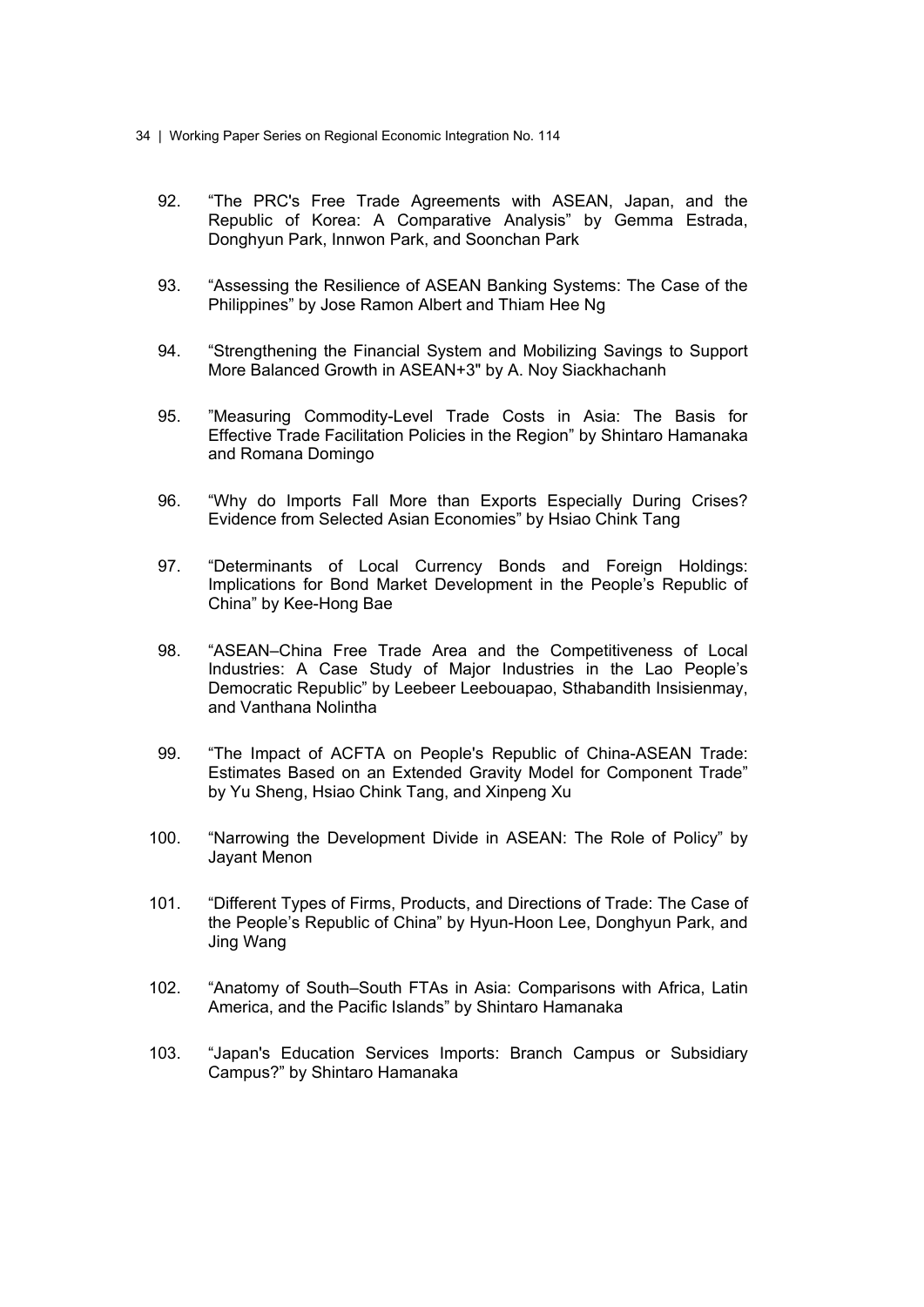92. "The PRC's Free Trade Agreements with ASEAN, Japan, and the Republic of Korea: A Comparative Analysis" by Gemma Estrada, Donghyun Park, Innwon Park, and Soonchan Park

93. "Assessing the Resilience of ASEAN Banking Systems: The Case of the Philippines" by Jose Ramon Albert and Thiam Hee Ng

94. "Strengthening the Financial System and Mobilizing Savings to Support More Balanced Growth in ASEAN+3" by A. Noy Siackhachanh

95. "Measuring Commodity-Level Trade Costs in Asia: The Basis for Effective Trade Facilitation Policies in the Region" by Shintaro Hamanaka and Romana Domingo

96. "Why do Imports Fall More than Exports Especially During Crises? Evidence from Selected Asian Economies" by Hsiao Chink Tang

97. "Determinants of Local Currency Bonds and Foreign Holdings: Implications for Bond Market Development in the People's Republic of China" by Kee-Hong Bae

98. "ASEAN–China Free Trade Area and the Competitiveness of Local Industries: A Case Study of Major Industries in the Lao People's Democratic Republic" by Leebeer Leebouapao, Sthabandith Insisienmay, and Vanthana Nolintha

99. "The Impact of ACFTA on People's Republic of China-ASEAN Trade: Estimates Based on an Extended Gravity Model for Component Trade" by Yu Sheng, Hsiao Chink Tang, and Xinpeng Xu

100. "Narrowing the Development Divide in ASEAN: The Role of Policy" by Jayant Menon

101. "Different Types of Firms, Products, and Directions of Trade: The Case of the People's Republic of China" by Hyun-Hoon Lee, Donghyun Park, and Jing Wang

102. "Anatomy of South–South FTAs in Asia: Comparisons with Africa, Latin America, and the Pacific Islands" by Shintaro Hamanaka

103. "Japan's Education Services Imports: Branch Campus or Subsidiary Campus?" by Shintaro Hamanaka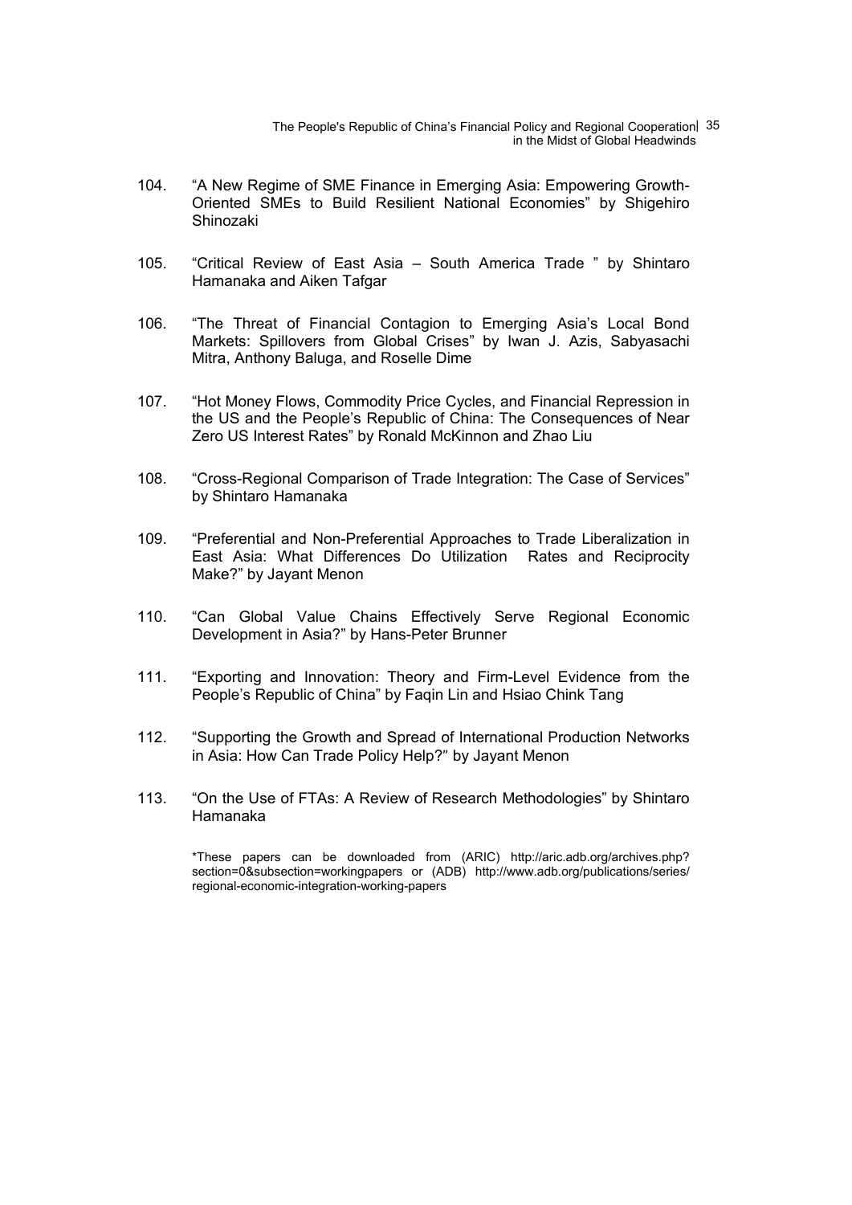104. "A New Regime of SME Finance in Emerging Asia: Empowering Growth-Oriented SMEs to Build Resilient National Economies" by Shigehiro Shinozaki

105. "Critical Review of East Asia – South America Trade " by Shintaro Hamanaka and Aiken Tafgar

106. "The Threat of Financial Contagion to Emerging Asia's Local Bond Markets: Spillovers from Global Crises" by Iwan J. Azis, Sabyasachi Mitra, Anthony Baluga, and Roselle Dime

107. "Hot Money Flows, Commodity Price Cycles, and Financial Repression in the US and the People's Republic of China: The Consequences of Near Zero US Interest Rates" by Ronald McKinnon and Zhao Liu

108. "Cross-Regional Comparison of Trade Integration: The Case of Services" by Shintaro Hamanaka

109. "Preferential and Non-Preferential Approaches to Trade Liberalization in East Asia: What Differences Do Utilization Rates and Reciprocity Make?" by Jayant Menon

110. "Can Global Value Chains Effectively Serve Regional Economic Development in Asia?" by Hans-Peter Brunner

111. "Exporting and Innovation: Theory and Firm-Level Evidence from the People's Republic of China" by Faqin Lin and Hsiao Chink Tang

112. "Supporting the Growth and Spread of International Production Networks in Asia: How Can Trade Policy Help?" by Jayant Menon

113. "On the Use of FTAs: A Review of Research Methodologies" by Shintaro Hamanaka

*These papers can be downloaded from (ARIC) http://aric.adb.org/archives.php?section=0&subsection=workingpapers or (ADB) http://www.adb.org/publications/series/regional-economic-integration-working-papers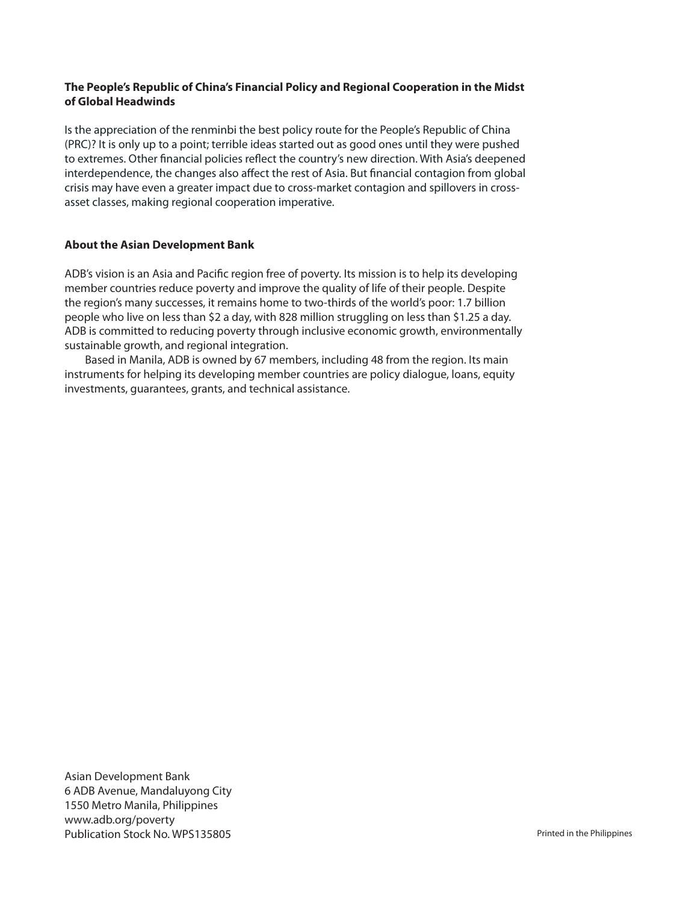**The People's Republic of China's Financial Policy and Regional Cooperation in the Midst of Global Headwinds**

Is the appreciation of the renminbi the best policy route for the People's Republic of China (PRC)? It is only up to a point; terrible ideas started out as good ones until they were pushed to extremes. Other financial policies reflect the country's new direction. With Asia's deepened interdependence, the changes also affect the rest of Asia. But financial contagion from global crisis may have even a greater impact due to cross-market contagion and spillovers in cross-asset classes, making regional cooperation imperative.

**About the Asian Development Bank**

ADB's vision is an Asia and Pacific region free of poverty. Its mission is to help its developing member countries reduce poverty and improve the quality of life of their people. Despite the region's many successes, it remains home to two-thirds of the world's poor: 1.7 billion people who live on less than $2 a day, with 828 million struggling on less than $1.25 a day. ADB is committed to reducing poverty through inclusive economic growth, environmentally sustainable growth, and regional integration.

Based in Manila, ADB is owned by 67 members, including 48 from the region. Its main instruments for helping its developing member countries are policy dialogue, loans, equity investments, guarantees, grants, and technical assistance.

Asian Development Bank
6 ADB Avenue, Mandaluyong City
1550 Metro Manila, Philippines
www.adb.org/poverty
Publication Stock No. WPS135805

Printed in the Philippines